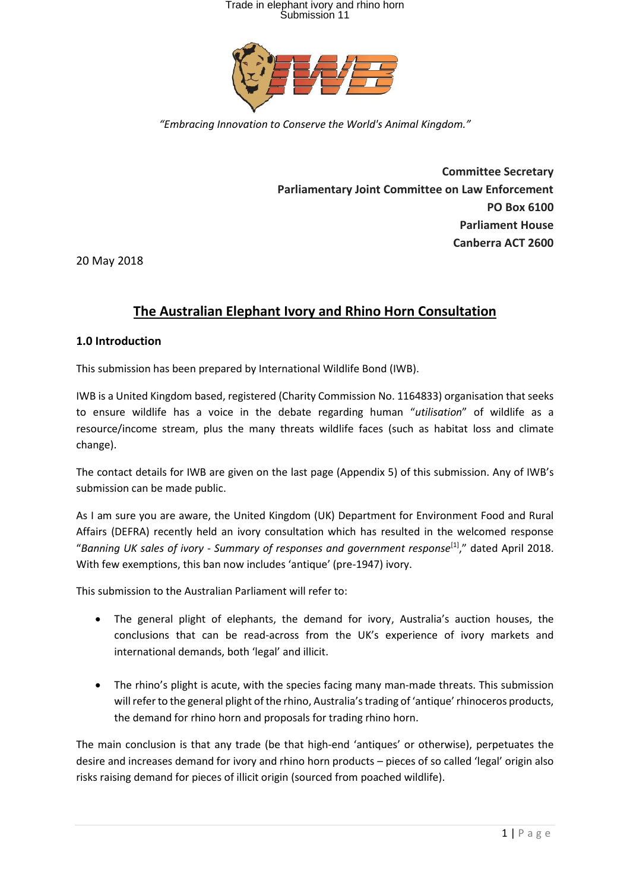*"Embracing Innovation to Conserve the World's Animal Kingdom."*

**Committee Secretary**
**Parliamentary Joint Committee on Law Enforcement**
**PO Box 6100**
**Parliament House**
**Canberra ACT 2600**

20 May 2018

# The Australian Elephant Ivory and Rhino Horn Consultation

## 1.0 Introduction

This submission has been prepared by International Wildlife Bond (IWB).

IWB is a United Kingdom based, registered (Charity Commission No. 1164833) organisation that seeks to ensure wildlife has a voice in the debate regarding human "*utilisation*" of wildlife as a resource/income stream, plus the many threats wildlife faces (such as habitat loss and climate change).

The contact details for IWB are given on the last page (Appendix 5) of this submission. Any of IWB's submission can be made public.

As I am sure you are aware, the United Kingdom (UK) Department for Environment Food and Rural Affairs (DEFRA) recently held an ivory consultation which has resulted in the welcomed response "*Banning UK sales of ivory - Summary of responses and government response*[1]," dated April 2018. With few exemptions, this ban now includes 'antique' (pre-1947) ivory.

This submission to the Australian Parliament will refer to:

- The general plight of elephants, the demand for ivory, Australia's auction houses, the conclusions that can be read-across from the UK's experience of ivory markets and international demands, both 'legal' and illicit.
- The rhino's plight is acute, with the species facing many man-made threats. This submission will refer to the general plight of the rhino, Australia's trading of 'antique' rhinoceros products, the demand for rhino horn and proposals for trading rhino horn.

The main conclusion is that any trade (be that high-end 'antiques' or otherwise), perpetuates the desire and increases demand for ivory and rhino horn products – pieces of so called 'legal' origin also risks raising demand for pieces of illicit origin (sourced from poached wildlife).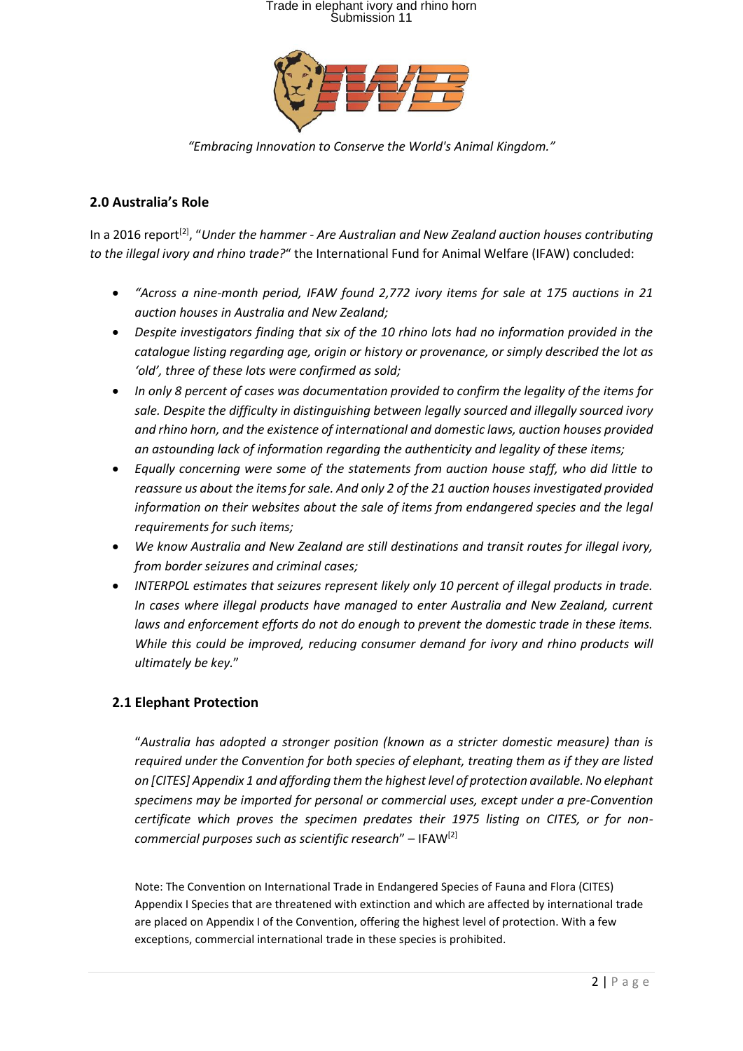*"Embracing Innovation to Conserve the World's Animal Kingdom."*

## 2.0 Australia's Role

In a 2016 report[2], "*Under the hammer - Are Australian and New Zealand auction houses contributing to the illegal ivory and rhino trade?*" the International Fund for Animal Welfare (IFAW) concluded:

- *"Across a nine-month period, IFAW found 2,772 ivory items for sale at 175 auctions in 21 auction houses in Australia and New Zealand;*
- *Despite investigators finding that six of the 10 rhino lots had no information provided in the catalogue listing regarding age, origin or history or provenance, or simply described the lot as 'old', three of these lots were confirmed as sold;*
- *In only 8 percent of cases was documentation provided to confirm the legality of the items for sale. Despite the difficulty in distinguishing between legally sourced and illegally sourced ivory and rhino horn, and the existence of international and domestic laws, auction houses provided an astounding lack of information regarding the authenticity and legality of these items;*
- *Equally concerning were some of the statements from auction house staff, who did little to reassure us about the items for sale. And only 2 of the 21 auction houses investigated provided information on their websites about the sale of items from endangered species and the legal requirements for such items;*
- *We know Australia and New Zealand are still destinations and transit routes for illegal ivory, from border seizures and criminal cases;*
- *INTERPOL estimates that seizures represent likely only 10 percent of illegal products in trade. In cases where illegal products have managed to enter Australia and New Zealand, current laws and enforcement efforts do not do enough to prevent the domestic trade in these items. While this could be improved, reducing consumer demand for ivory and rhino products will ultimately be key.*"

### 2.1 Elephant Protection

"*Australia has adopted a stronger position (known as a stricter domestic measure) than is required under the Convention for both species of elephant, treating them as if they are listed on [CITES] Appendix 1 and affording them the highest level of protection available. No elephant specimens may be imported for personal or commercial uses, except under a pre-Convention certificate which proves the specimen predates their 1975 listing on CITES, or for non-commercial purposes such as scientific research*" – IFAW[2]

Note: The Convention on International Trade in Endangered Species of Fauna and Flora (CITES) Appendix I Species that are threatened with extinction and which are affected by international trade are placed on Appendix I of the Convention, offering the highest level of protection. With a few exceptions, commercial international trade in these species is prohibited.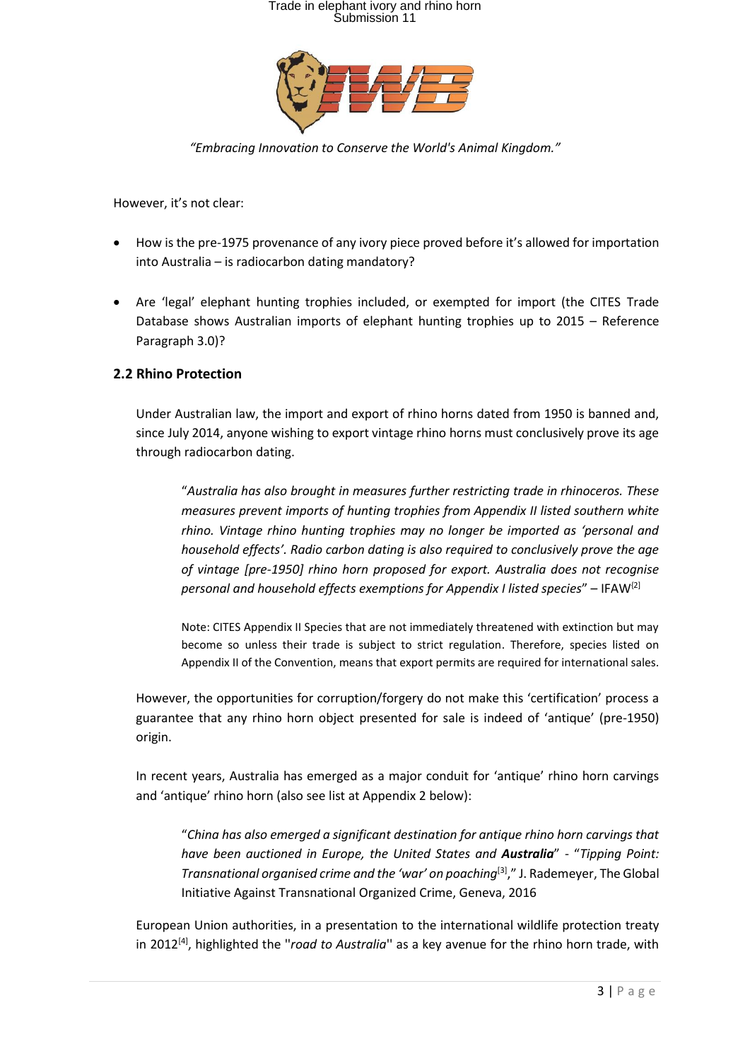*"Embracing Innovation to Conserve the World's Animal Kingdom."*

However, it's not clear:

- How is the pre-1975 provenance of any ivory piece proved before it's allowed for importation into Australia – is radiocarbon dating mandatory?

- Are 'legal' elephant hunting trophies included, or exempted for import (the CITES Trade Database shows Australian imports of elephant hunting trophies up to 2015 – Reference Paragraph 3.0)?

### 2.2 Rhino Protection

Under Australian law, the import and export of rhino horns dated from 1950 is banned and, since July 2014, anyone wishing to export vintage rhino horns must conclusively prove its age through radiocarbon dating.

> "*Australia has also brought in measures further restricting trade in rhinoceros. These measures prevent imports of hunting trophies from Appendix II listed southern white rhino. Vintage rhino hunting trophies may no longer be imported as 'personal and household effects'. Radio carbon dating is also required to conclusively prove the age of vintage [pre-1950] rhino horn proposed for export. Australia does not recognise personal and household effects exemptions for Appendix I listed species*" – IFAW[2]
>
> Note: CITES Appendix II Species that are not immediately threatened with extinction but may become so unless their trade is subject to strict regulation. Therefore, species listed on Appendix II of the Convention, means that export permits are required for international sales.

However, the opportunities for corruption/forgery do not make this 'certification' process a guarantee that any rhino horn object presented for sale is indeed of 'antique' (pre-1950) origin.

In recent years, Australia has emerged as a major conduit for 'antique' rhino horn carvings and 'antique' rhino horn (also see list at Appendix 2 below):

> "*China has also emerged a significant destination for antique rhino horn carvings that have been auctioned in Europe, the United States and* ***Australia***" - "*Tipping Point: Transnational organised crime and the 'war' on poaching*[3]," J. Rademeyer, The Global Initiative Against Transnational Organized Crime, Geneva, 2016

European Union authorities, in a presentation to the international wildlife protection treaty in 2012[4], highlighted the "*road to Australia*" as a key avenue for the rhino horn trade, with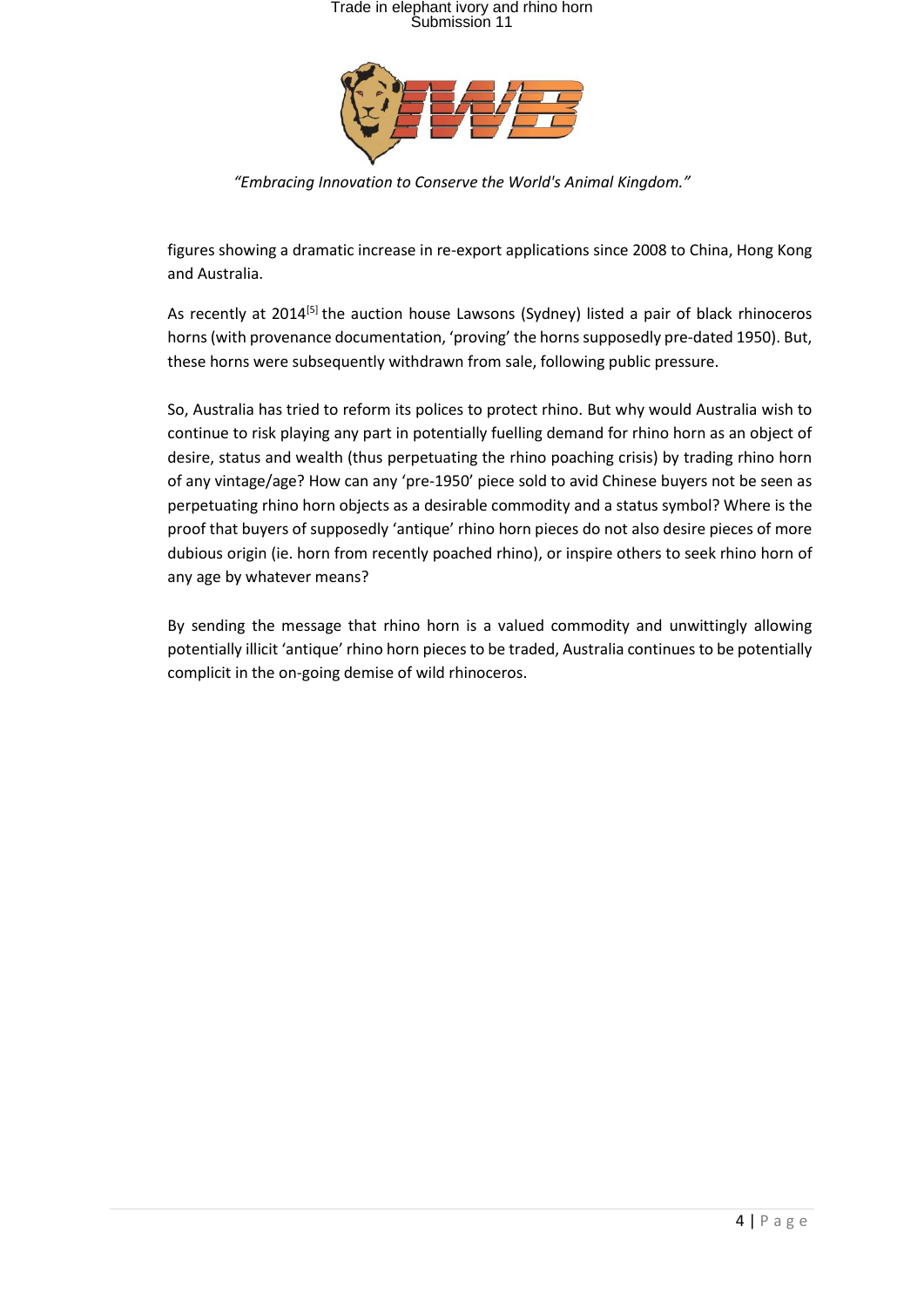figures showing a dramatic increase in re-export applications since 2008 to China, Hong Kong and Australia.

As recently at 2014[5] the auction house Lawsons (Sydney) listed a pair of black rhinoceros horns (with provenance documentation, 'proving' the horns supposedly pre-dated 1950). But, these horns were subsequently withdrawn from sale, following public pressure.

So, Australia has tried to reform its polices to protect rhino. But why would Australia wish to continue to risk playing any part in potentially fuelling demand for rhino horn as an object of desire, status and wealth (thus perpetuating the rhino poaching crisis) by trading rhino horn of any vintage/age? How can any 'pre-1950' piece sold to avid Chinese buyers not be seen as perpetuating rhino horn objects as a desirable commodity and a status symbol? Where is the proof that buyers of supposedly 'antique' rhino horn pieces do not also desire pieces of more dubious origin (ie. horn from recently poached rhino), or inspire others to seek rhino horn of any age by whatever means?

By sending the message that rhino horn is a valued commodity and unwittingly allowing potentially illicit 'antique' rhino horn pieces to be traded, Australia continues to be potentially complicit in the on-going demise of wild rhinoceros.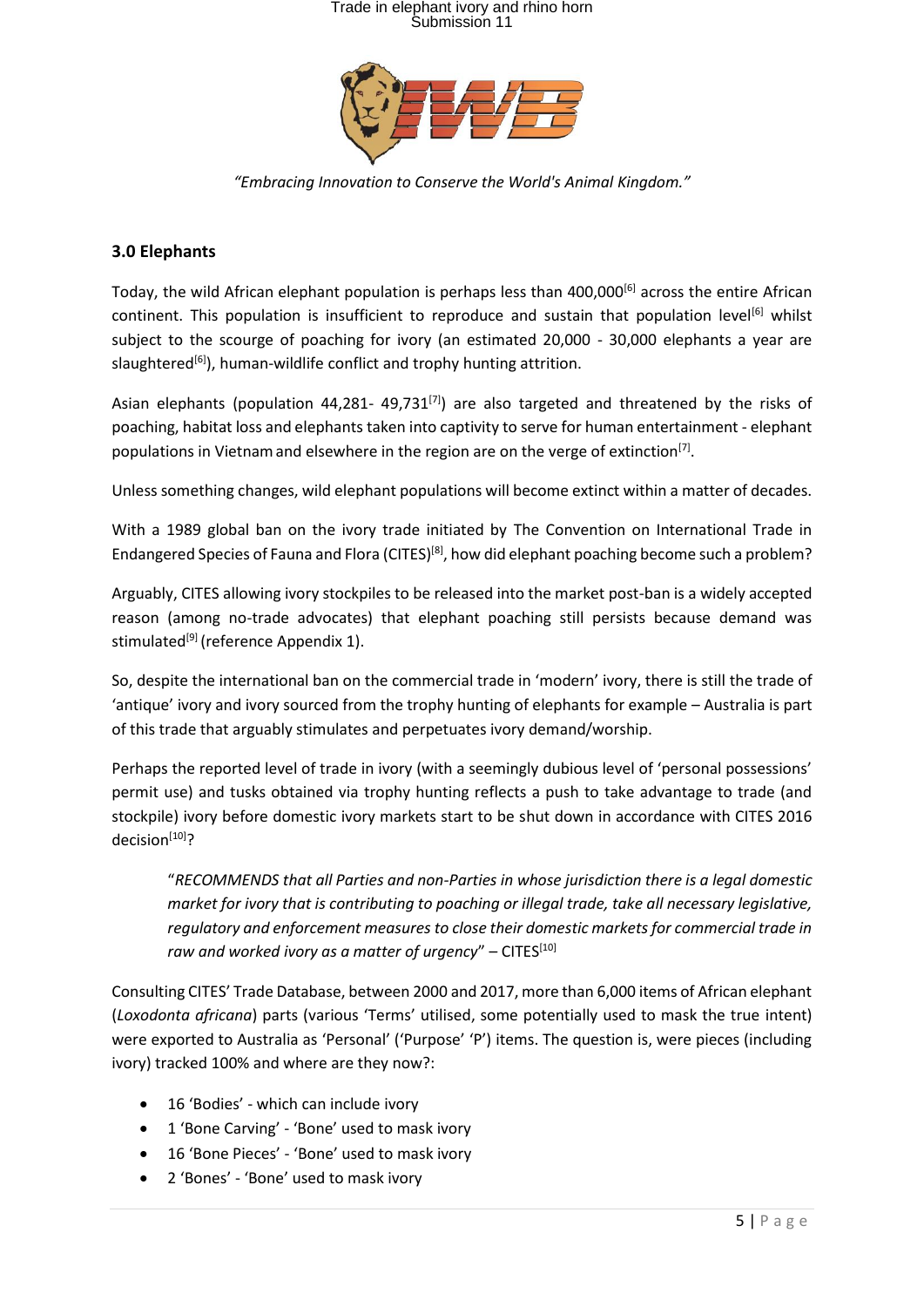*"Embracing Innovation to Conserve the World's Animal Kingdom."*

### 3.0 Elephants

Today, the wild African elephant population is perhaps less than 400,000[6] across the entire African continent. This population is insufficient to reproduce and sustain that population level[6] whilst subject to the scourge of poaching for ivory (an estimated 20,000 - 30,000 elephants a year are slaughtered[6]), human-wildlife conflict and trophy hunting attrition.

Asian elephants (population 44,281- 49,731[7]) are also targeted and threatened by the risks of poaching, habitat loss and elephants taken into captivity to serve for human entertainment - elephant populations in Vietnam and elsewhere in the region are on the verge of extinction[7].

Unless something changes, wild elephant populations will become extinct within a matter of decades.

With a 1989 global ban on the ivory trade initiated by The Convention on International Trade in Endangered Species of Fauna and Flora (CITES)[8], how did elephant poaching become such a problem?

Arguably, CITES allowing ivory stockpiles to be released into the market post-ban is a widely accepted reason (among no-trade advocates) that elephant poaching still persists because demand was stimulated[9] (reference Appendix 1).

So, despite the international ban on the commercial trade in 'modern' ivory, there is still the trade of 'antique' ivory and ivory sourced from the trophy hunting of elephants for example – Australia is part of this trade that arguably stimulates and perpetuates ivory demand/worship.

Perhaps the reported level of trade in ivory (with a seemingly dubious level of 'personal possessions' permit use) and tusks obtained via trophy hunting reflects a push to take advantage to trade (and stockpile) ivory before domestic ivory markets start to be shut down in accordance with CITES 2016 decision[10]?

> "*RECOMMENDS that all Parties and non-Parties in whose jurisdiction there is a legal domestic market for ivory that is contributing to poaching or illegal trade, take all necessary legislative, regulatory and enforcement measures to close their domestic markets for commercial trade in raw and worked ivory as a matter of urgency*" – CITES[10]

Consulting CITES' Trade Database, between 2000 and 2017, more than 6,000 items of African elephant (*Loxodonta africana*) parts (various 'Terms' utilised, some potentially used to mask the true intent) were exported to Australia as 'Personal' ('Purpose' 'P') items. The question is, were pieces (including ivory) tracked 100% and where are they now?:

- 16 'Bodies' - which can include ivory
- 1 'Bone Carving' - 'Bone' used to mask ivory
- 16 'Bone Pieces' - 'Bone' used to mask ivory
- 2 'Bones' - 'Bone' used to mask ivory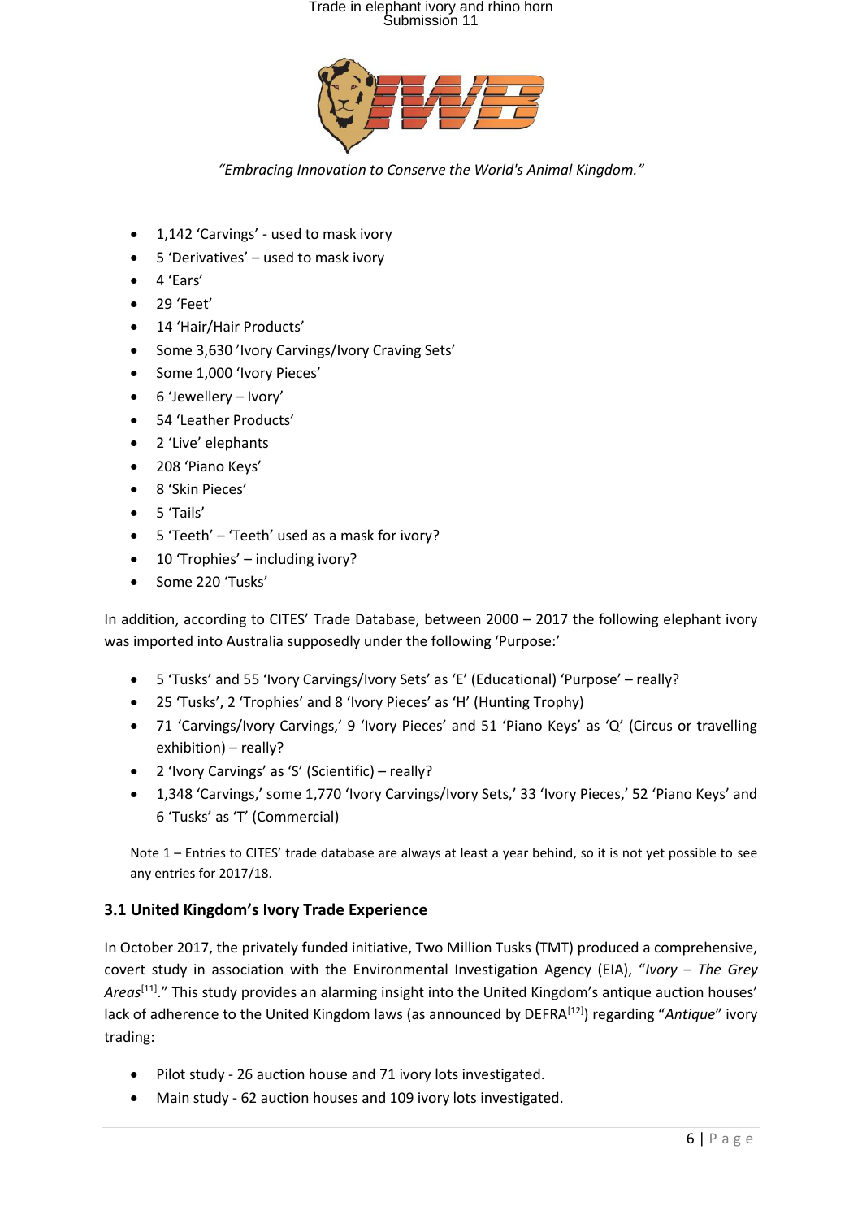“Embracing Innovation to Conserve the World's Animal Kingdom.”

- 1,142 ‘Carvings’ - used to mask ivory
- 5 ‘Derivatives’ – used to mask ivory
- 4 ‘Ears’
- 29 ‘Feet’
- 14 ‘Hair/Hair Products’
- Some 3,630 ’Ivory Carvings/Ivory Craving Sets’
- Some 1,000 ‘Ivory Pieces’
- 6 ‘Jewellery – Ivory’
- 54 ‘Leather Products’
- 2 ‘Live’ elephants
- 208 ‘Piano Keys’
- 8 ‘Skin Pieces’
- 5 ‘Tails’
- 5 ‘Teeth’ – ‘Teeth’ used as a mask for ivory?
- 10 ‘Trophies’ – including ivory?
- Some 220 ‘Tusks’

In addition, according to CITES’ Trade Database, between 2000 – 2017 the following elephant ivory was imported into Australia supposedly under the following ‘Purpose:’

- 5 ‘Tusks’ and 55 ‘Ivory Carvings/Ivory Sets’ as ‘E’ (Educational) ‘Purpose’ – really?
- 25 ‘Tusks’, 2 ‘Trophies’ and 8 ‘Ivory Pieces’ as ‘H’ (Hunting Trophy)
- 71 ‘Carvings/Ivory Carvings,’ 9 ‘Ivory Pieces’ and 51 ‘Piano Keys’ as ‘Q’ (Circus or travelling exhibition) – really?
- 2 ‘Ivory Carvings’ as ‘S’ (Scientific) – really?
- 1,348 ‘Carvings,’ some 1,770 ‘Ivory Carvings/Ivory Sets,’ 33 ‘Ivory Pieces,’ 52 ‘Piano Keys’ and 6 ‘Tusks’ as ‘T’ (Commercial)

Note 1 – Entries to CITES’ trade database are always at least a year behind, so it is not yet possible to see any entries for 2017/18.

### 3.1 United Kingdom’s Ivory Trade Experience

In October 2017, the privately funded initiative, Two Million Tusks (TMT) produced a comprehensive, covert study in association with the Environmental Investigation Agency (EIA), “*Ivory – The Grey Areas*[11].” This study provides an alarming insight into the United Kingdom’s antique auction houses’ lack of adherence to the United Kingdom laws (as announced by DEFRA[12]) regarding “*Antique*” ivory trading:

- Pilot study - 26 auction house and 71 ivory lots investigated.
- Main study - 62 auction houses and 109 ivory lots investigated.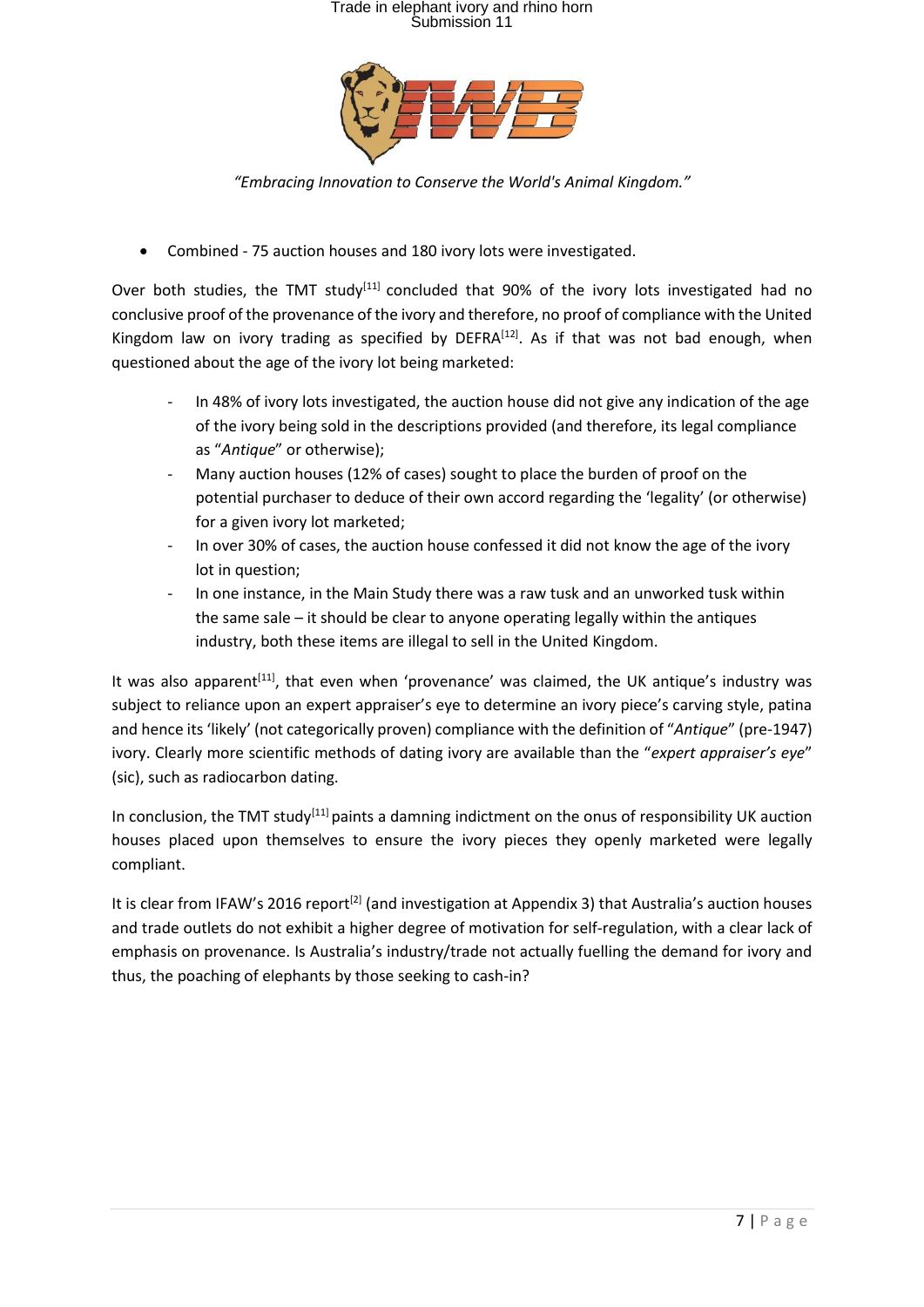- Combined - 75 auction houses and 180 ivory lots were investigated.

Over both studies, the TMT study[11] concluded that 90% of the ivory lots investigated had no conclusive proof of the provenance of the ivory and therefore, no proof of compliance with the United Kingdom law on ivory trading as specified by DEFRA[12]. As if that was not bad enough, when questioned about the age of the ivory lot being marketed:

- In 48% of ivory lots investigated, the auction house did not give any indication of the age of the ivory being sold in the descriptions provided (and therefore, its legal compliance as "*Antique*" or otherwise);
- Many auction houses (12% of cases) sought to place the burden of proof on the potential purchaser to deduce of their own accord regarding the 'legality' (or otherwise) for a given ivory lot marketed;
- In over 30% of cases, the auction house confessed it did not know the age of the ivory lot in question;
- In one instance, in the Main Study there was a raw tusk and an unworked tusk within the same sale – it should be clear to anyone operating legally within the antiques industry, both these items are illegal to sell in the United Kingdom.

It was also apparent[11], that even when 'provenance' was claimed, the UK antique's industry was subject to reliance upon an expert appraiser's eye to determine an ivory piece's carving style, patina and hence its 'likely' (not categorically proven) compliance with the definition of "*Antique*" (pre-1947) ivory. Clearly more scientific methods of dating ivory are available than the "*expert appraiser's eye*" (sic), such as radiocarbon dating.

In conclusion, the TMT study[11] paints a damning indictment on the onus of responsibility UK auction houses placed upon themselves to ensure the ivory pieces they openly marketed were legally compliant.

It is clear from IFAW's 2016 report[2] (and investigation at Appendix 3) that Australia's auction houses and trade outlets do not exhibit a higher degree of motivation for self-regulation, with a clear lack of emphasis on provenance. Is Australia's industry/trade not actually fuelling the demand for ivory and thus, the poaching of elephants by those seeking to cash-in?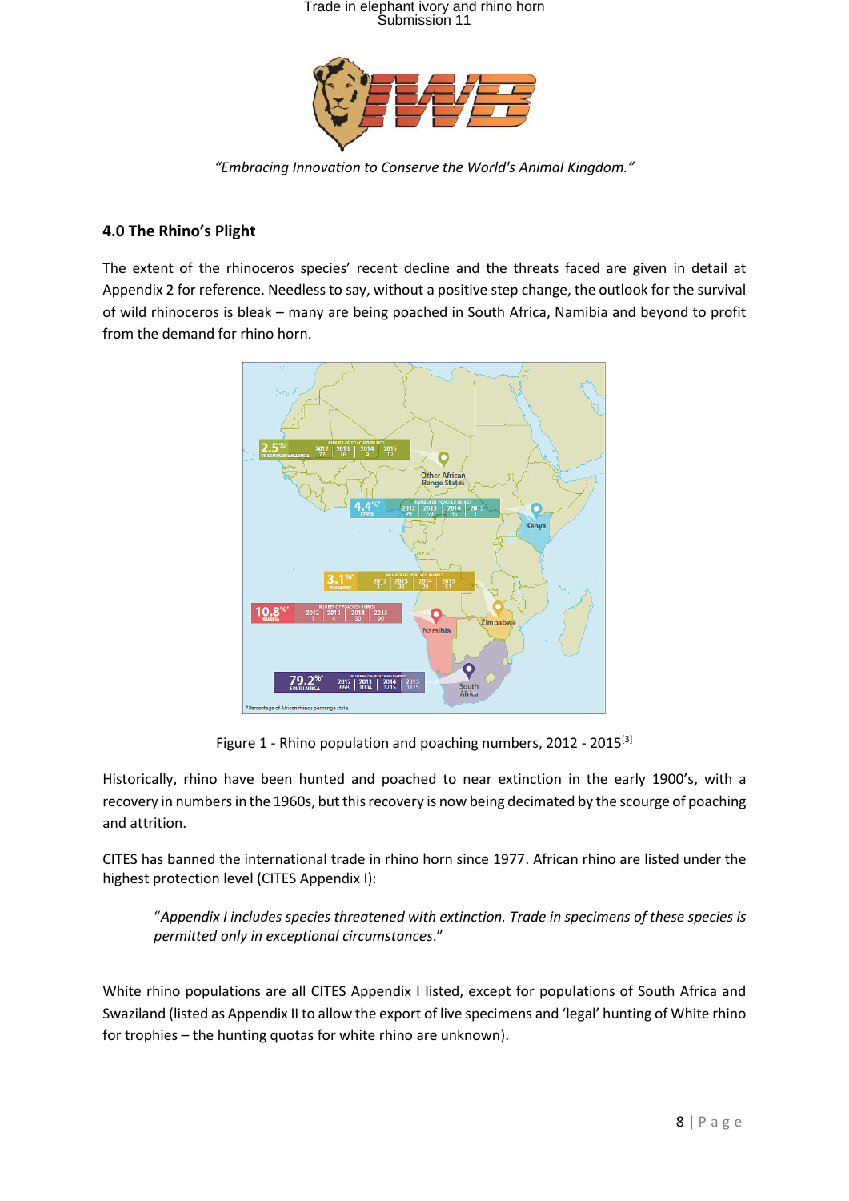*"Embracing Innovation to Conserve the World's Animal Kingdom."*

### 4.0 The Rhino's Plight

The extent of the rhinoceros species' recent decline and the threats faced are given in detail at Appendix 2 for reference. Needless to say, without a positive step change, the outlook for the survival of wild rhinoceros is bleak – many are being poached in South Africa, Namibia and beyond to profit from the demand for rhino horn.

Figure 1 - Rhino population and poaching numbers, 2012 - 2015[3]

Historically, rhino have been hunted and poached to near extinction in the early 1900's, with a recovery in numbers in the 1960s, but this recovery is now being decimated by the scourge of poaching and attrition.

CITES has banned the international trade in rhino horn since 1977. African rhino are listed under the highest protection level (CITES Appendix I):

> "*Appendix I includes species threatened with extinction. Trade in specimens of these species is permitted only in exceptional circumstances*."

White rhino populations are all CITES Appendix I listed, except for populations of South Africa and Swaziland (listed as Appendix II to allow the export of live specimens and 'legal' hunting of White rhino for trophies – the hunting quotas for white rhino are unknown).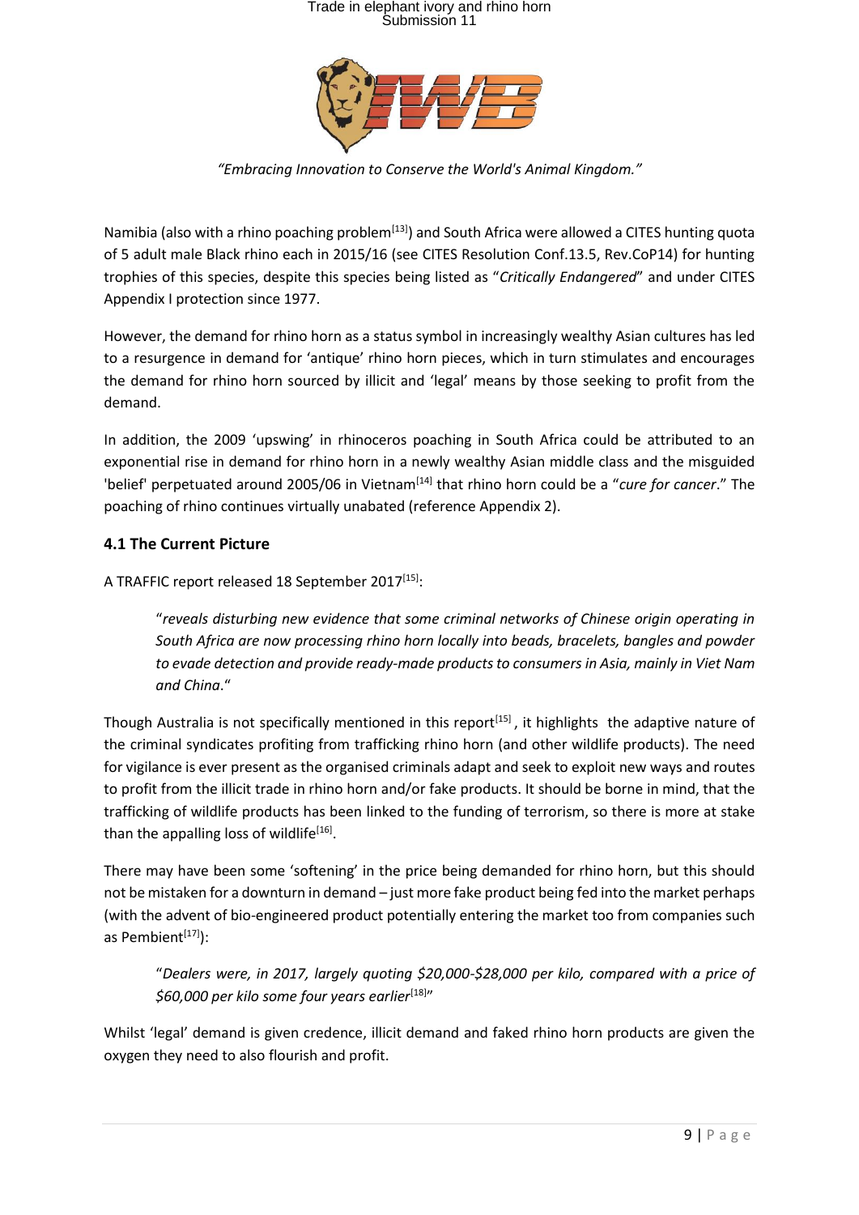*"Embracing Innovation to Conserve the World's Animal Kingdom."*

Namibia (also with a rhino poaching problem[13]) and South Africa were allowed a CITES hunting quota of 5 adult male Black rhino each in 2015/16 (see CITES Resolution Conf.13.5, Rev.CoP14) for hunting trophies of this species, despite this species being listed as "*Critically Endangered*" and under CITES Appendix I protection since 1977.

However, the demand for rhino horn as a status symbol in increasingly wealthy Asian cultures has led to a resurgence in demand for 'antique' rhino horn pieces, which in turn stimulates and encourages the demand for rhino horn sourced by illicit and 'legal' means by those seeking to profit from the demand.

In addition, the 2009 'upswing' in rhinoceros poaching in South Africa could be attributed to an exponential rise in demand for rhino horn in a newly wealthy Asian middle class and the misguided 'belief' perpetuated around 2005/06 in Vietnam[14] that rhino horn could be a "*cure for cancer*." The poaching of rhino continues virtually unabated (reference Appendix 2).

### 4.1 The Current Picture

A TRAFFIC report released 18 September 2017[15]:

> "*reveals disturbing new evidence that some criminal networks of Chinese origin operating in South Africa are now processing rhino horn locally into beads, bracelets, bangles and powder to evade detection and provide ready-made products to consumers in Asia, mainly in Viet Nam and China*."

Though Australia is not specifically mentioned in this report[15], it highlights the adaptive nature of the criminal syndicates profiting from trafficking rhino horn (and other wildlife products). The need for vigilance is ever present as the organised criminals adapt and seek to exploit new ways and routes to profit from the illicit trade in rhino horn and/or fake products. It should be borne in mind, that the trafficking of wildlife products has been linked to the funding of terrorism, so there is more at stake than the appalling loss of wildlife[16].

There may have been some 'softening' in the price being demanded for rhino horn, but this should not be mistaken for a downturn in demand – just more fake product being fed into the market perhaps (with the advent of bio-engineered product potentially entering the market too from companies such as Pembient[17]):

> "*Dealers were, in 2017, largely quoting $20,000-$28,000 per kilo, compared with a price of $60,000 per kilo some four years earlier*[18]"

Whilst 'legal' demand is given credence, illicit demand and faked rhino horn products are given the oxygen they need to also flourish and profit.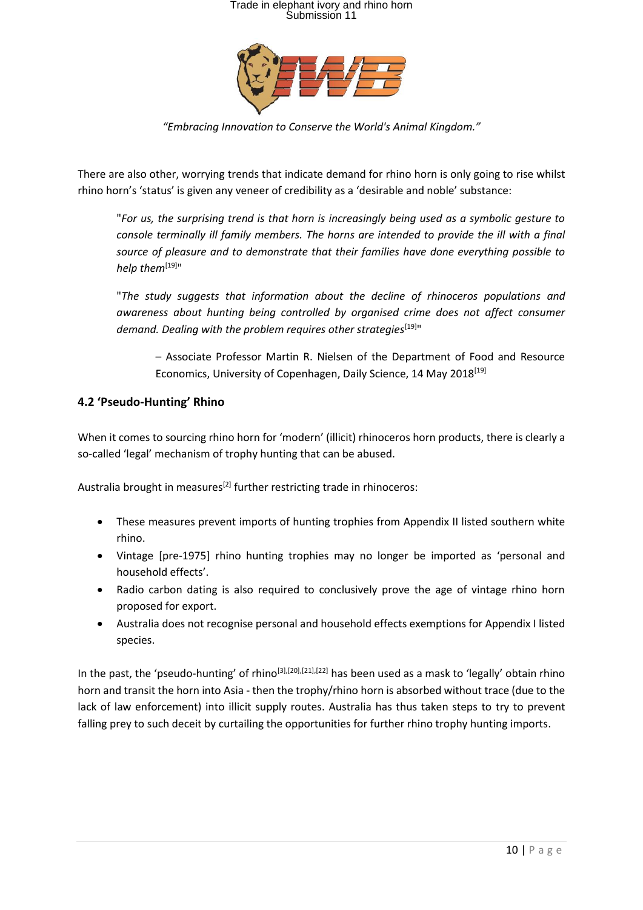*"Embracing Innovation to Conserve the World's Animal Kingdom."*

There are also other, worrying trends that indicate demand for rhino horn is only going to rise whilst rhino horn's 'status' is given any veneer of credibility as a 'desirable and noble' substance:

> "*For us, the surprising trend is that horn is increasingly being used as a symbolic gesture to console terminally ill family members. The horns are intended to provide the ill with a final source of pleasure and to demonstrate that their families have done everything possible to help them*[19]"
>
> "*The study suggests that information about the decline of rhinoceros populations and awareness about hunting being controlled by organised crime does not affect consumer demand. Dealing with the problem requires other strategies*[19]"
>
> – Associate Professor Martin R. Nielsen of the Department of Food and Resource Economics, University of Copenhagen, Daily Science, 14 May 2018[19]

## 4.2 'Pseudo-Hunting' Rhino

When it comes to sourcing rhino horn for 'modern' (illicit) rhinoceros horn products, there is clearly a so-called 'legal' mechanism of trophy hunting that can be abused.

Australia brought in measures[2] further restricting trade in rhinoceros:

- These measures prevent imports of hunting trophies from Appendix II listed southern white rhino.
- Vintage [pre-1975] rhino hunting trophies may no longer be imported as 'personal and household effects'.
- Radio carbon dating is also required to conclusively prove the age of vintage rhino horn proposed for export.
- Australia does not recognise personal and household effects exemptions for Appendix I listed species.

In the past, the 'pseudo-hunting' of rhino[3],[20],[21],[22] has been used as a mask to 'legally' obtain rhino horn and transit the horn into Asia - then the trophy/rhino horn is absorbed without trace (due to the lack of law enforcement) into illicit supply routes. Australia has thus taken steps to try to prevent falling prey to such deceit by curtailing the opportunities for further rhino trophy hunting imports.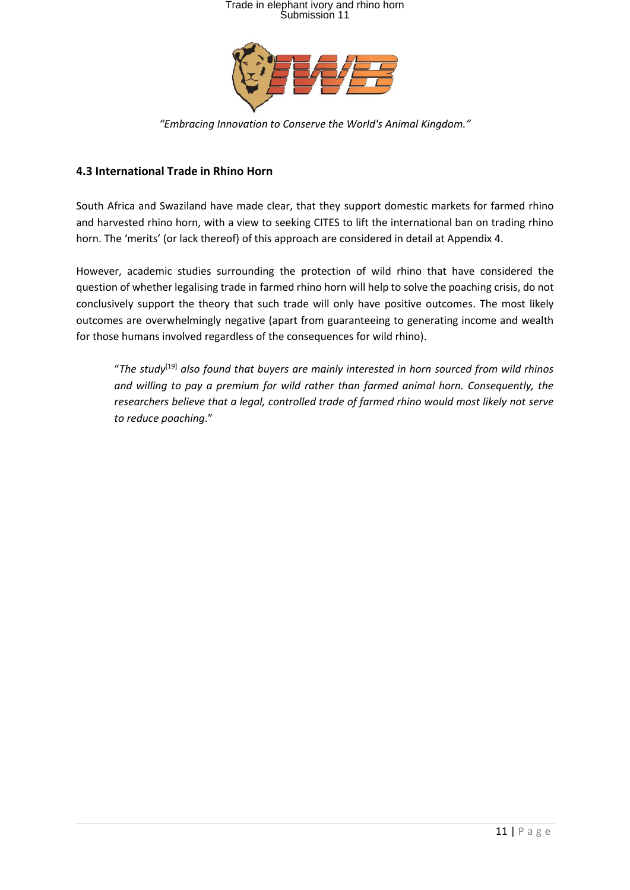*"Embracing Innovation to Conserve the World's Animal Kingdom."*

### 4.3 International Trade in Rhino Horn

South Africa and Swaziland have made clear, that they support domestic markets for farmed rhino and harvested rhino horn, with a view to seeking CITES to lift the international ban on trading rhino horn. The 'merits' (or lack thereof) of this approach are considered in detail at Appendix 4.

However, academic studies surrounding the protection of wild rhino that have considered the question of whether legalising trade in farmed rhino horn will help to solve the poaching crisis, do not conclusively support the theory that such trade will only have positive outcomes. The most likely outcomes are overwhelmingly negative (apart from guaranteeing to generating income and wealth for those humans involved regardless of the consequences for wild rhino).

> "*The study*[19] *also found that buyers are mainly interested in horn sourced from wild rhinos and willing to pay a premium for wild rather than farmed animal horn. Consequently, the researchers believe that a legal, controlled trade of farmed rhino would most likely not serve to reduce poaching*."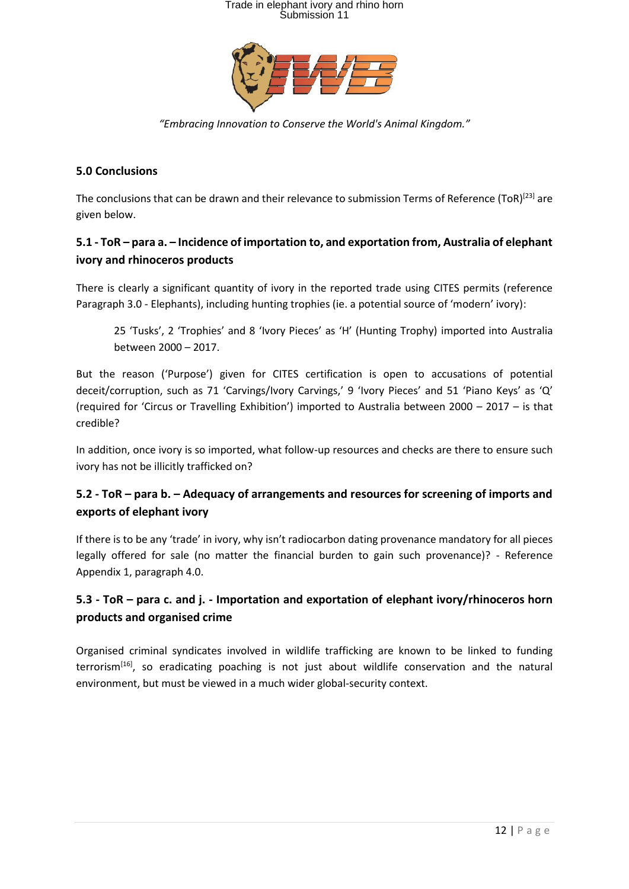*"Embracing Innovation to Conserve the World's Animal Kingdom."*

## 5.0 Conclusions

The conclusions that can be drawn and their relevance to submission Terms of Reference (ToR)[23] are given below.

### 5.1 - ToR – para a. – Incidence of importation to, and exportation from, Australia of elephant ivory and rhinoceros products

There is clearly a significant quantity of ivory in the reported trade using CITES permits (reference Paragraph 3.0 - Elephants), including hunting trophies (ie. a potential source of 'modern' ivory):

> 25 'Tusks', 2 'Trophies' and 8 'Ivory Pieces' as 'H' (Hunting Trophy) imported into Australia between 2000 – 2017.

But the reason ('Purpose') given for CITES certification is open to accusations of potential deceit/corruption, such as 71 'Carvings/Ivory Carvings,' 9 'Ivory Pieces' and 51 'Piano Keys' as 'Q' (required for 'Circus or Travelling Exhibition') imported to Australia between 2000 – 2017 – is that credible?

In addition, once ivory is so imported, what follow-up resources and checks are there to ensure such ivory has not be illicitly trafficked on?

### 5.2 - ToR – para b. – Adequacy of arrangements and resources for screening of imports and exports of elephant ivory

If there is to be any 'trade' in ivory, why isn't radiocarbon dating provenance mandatory for all pieces legally offered for sale (no matter the financial burden to gain such provenance)? - Reference Appendix 1, paragraph 4.0.

### 5.3 - ToR – para c. and j. - Importation and exportation of elephant ivory/rhinoceros horn products and organised crime

Organised criminal syndicates involved in wildlife trafficking are known to be linked to funding terrorism[16], so eradicating poaching is not just about wildlife conservation and the natural environment, but must be viewed in a much wider global-security context.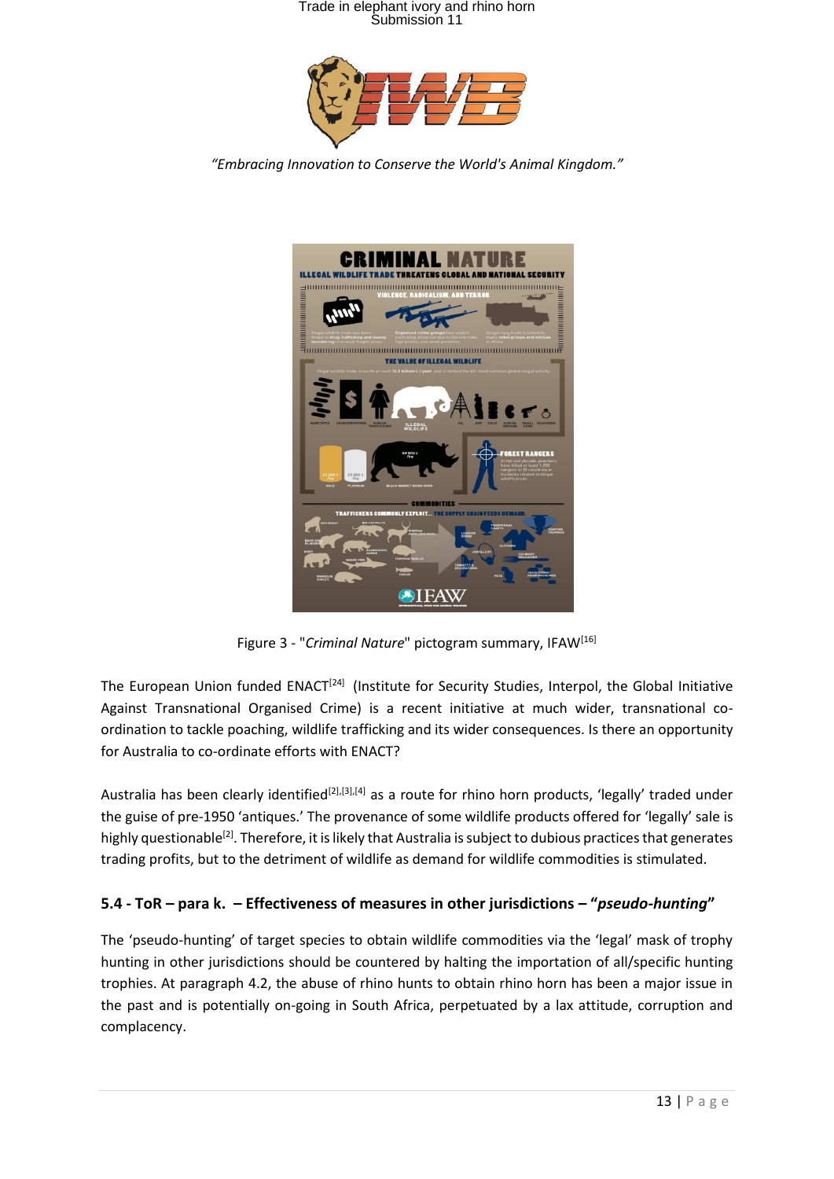*"Embracing Innovation to Conserve the World's Animal Kingdom."*

Figure 3 - "*Criminal Nature*" pictogram summary, IFAW[16]

The European Union funded ENACT[24] (Institute for Security Studies, Interpol, the Global Initiative Against Transnational Organised Crime) is a recent initiative at much wider, transnational co-ordination to tackle poaching, wildlife trafficking and its wider consequences. Is there an opportunity for Australia to co-ordinate efforts with ENACT?

Australia has been clearly identified[2],[3],[4] as a route for rhino horn products, 'legally' traded under the guise of pre-1950 'antiques.' The provenance of some wildlife products offered for 'legally' sale is highly questionable[2]. Therefore, it is likely that Australia is subject to dubious practices that generates trading profits, but to the detriment of wildlife as demand for wildlife commodities is stimulated.

### 5.4 - ToR – para k. – Effectiveness of measures in other jurisdictions – "*pseudo-hunting*"

The 'pseudo-hunting' of target species to obtain wildlife commodities via the 'legal' mask of trophy hunting in other jurisdictions should be countered by halting the importation of all/specific hunting trophies. At paragraph 4.2, the abuse of rhino hunts to obtain rhino horn has been a major issue in the past and is potentially on-going in South Africa, perpetuated by a lax attitude, corruption and complacency.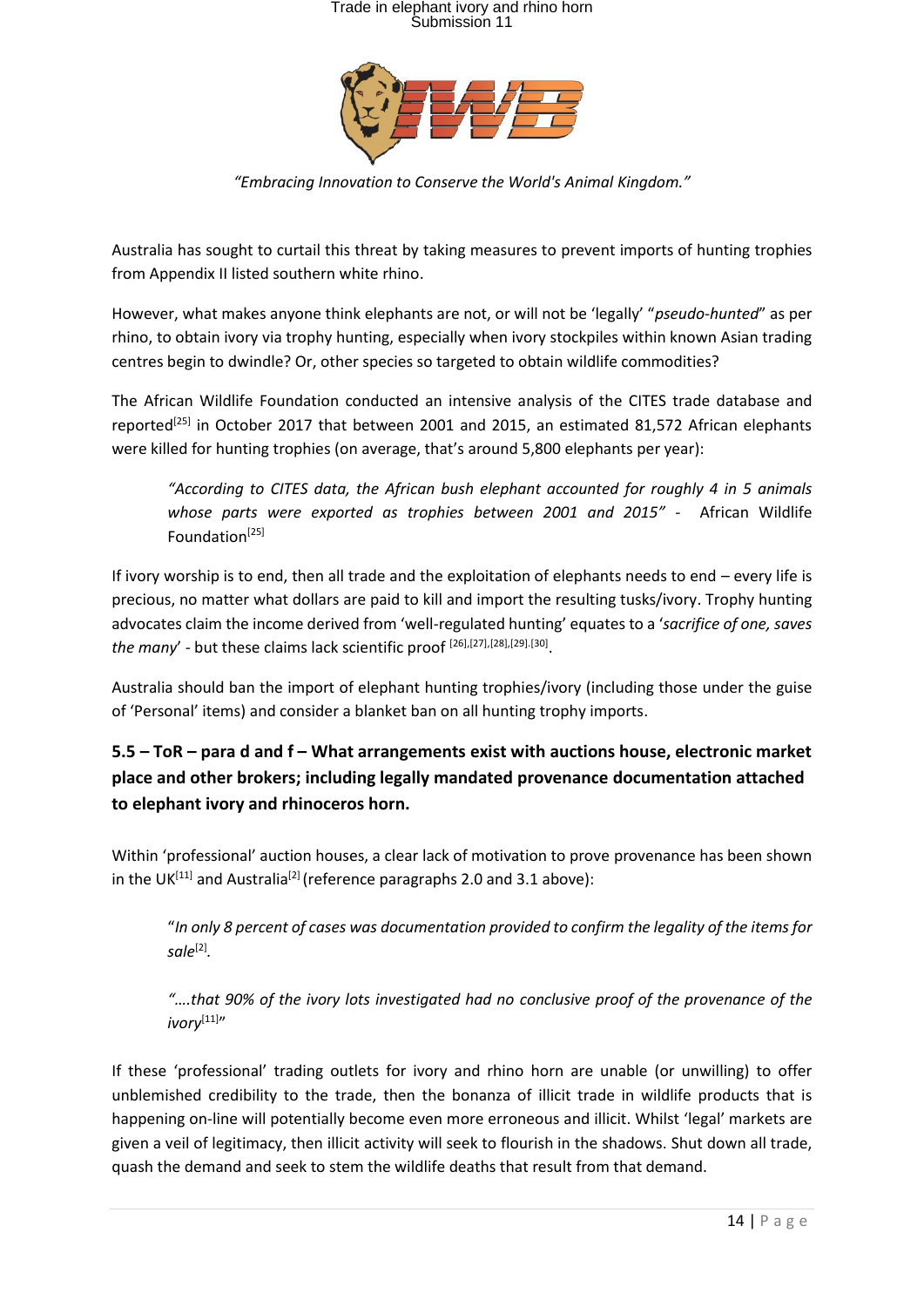Australia has sought to curtail this threat by taking measures to prevent imports of hunting trophies from Appendix II listed southern white rhino.

However, what makes anyone think elephants are not, or will not be 'legally' "*pseudo-hunted*" as per rhino, to obtain ivory via trophy hunting, especially when ivory stockpiles within known Asian trading centres begin to dwindle? Or, other species so targeted to obtain wildlife commodities?

The African Wildlife Foundation conducted an intensive analysis of the CITES trade database and reported[25] in October 2017 that between 2001 and 2015, an estimated 81,572 African elephants were killed for hunting trophies (on average, that's around 5,800 elephants per year):

> *"According to CITES data, the African bush elephant accounted for roughly 4 in 5 animals whose parts were exported as trophies between 2001 and 2015"* - African Wildlife Foundation[25]

If ivory worship is to end, then all trade and the exploitation of elephants needs to end – every life is precious, no matter what dollars are paid to kill and import the resulting tusks/ivory. Trophy hunting advocates claim the income derived from 'well-regulated hunting' equates to a '*sacrifice of one, saves the many*' - but these claims lack scientific proof [26],[27],[28],[29].[30].

Australia should ban the import of elephant hunting trophies/ivory (including those under the guise of 'Personal' items) and consider a blanket ban on all hunting trophy imports.

## 5.5 – ToR – para d and f – What arrangements exist with auctions house, electronic market place and other brokers; including legally mandated provenance documentation attached to elephant ivory and rhinoceros horn.

Within 'professional' auction houses, a clear lack of motivation to prove provenance has been shown in the UK[11] and Australia[2] (reference paragraphs 2.0 and 3.1 above):

> "*In only 8 percent of cases was documentation provided to confirm the legality of the items for sale*[2].
>
> *"….that 90% of the ivory lots investigated had no conclusive proof of the provenance of the ivory*[11]*"*

If these 'professional' trading outlets for ivory and rhino horn are unable (or unwilling) to offer unblemished credibility to the trade, then the bonanza of illicit trade in wildlife products that is happening on-line will potentially become even more erroneous and illicit. Whilst 'legal' markets are given a veil of legitimacy, then illicit activity will seek to flourish in the shadows. Shut down all trade, quash the demand and seek to stem the wildlife deaths that result from that demand.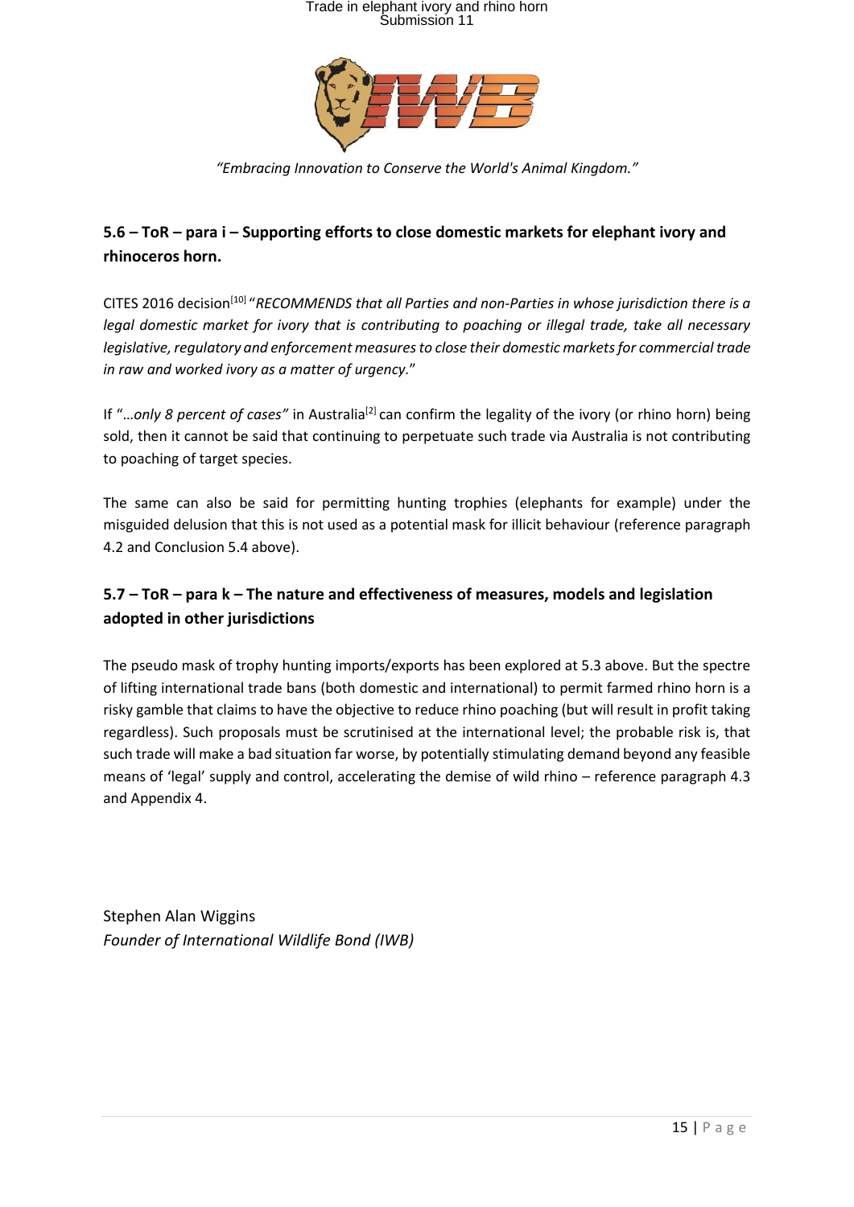*"Embracing Innovation to Conserve the World's Animal Kingdom."*

### 5.6 – ToR – para i – Supporting efforts to close domestic markets for elephant ivory and rhinoceros horn.

CITES 2016 decision[10] "*RECOMMENDS that all Parties and non-Parties in whose jurisdiction there is a legal domestic market for ivory that is contributing to poaching or illegal trade, take all necessary legislative, regulatory and enforcement measures to close their domestic markets for commercial trade in raw and worked ivory as a matter of urgency.*"

If "*…only 8 percent of cases"* in Australia[2] can confirm the legality of the ivory (or rhino horn) being sold, then it cannot be said that continuing to perpetuate such trade via Australia is not contributing to poaching of target species.

The same can also be said for permitting hunting trophies (elephants for example) under the misguided delusion that this is not used as a potential mask for illicit behaviour (reference paragraph 4.2 and Conclusion 5.4 above).

### 5.7 – ToR – para k – The nature and effectiveness of measures, models and legislation adopted in other jurisdictions

The pseudo mask of trophy hunting imports/exports has been explored at 5.3 above. But the spectre of lifting international trade bans (both domestic and international) to permit farmed rhino horn is a risky gamble that claims to have the objective to reduce rhino poaching (but will result in profit taking regardless). Such proposals must be scrutinised at the international level; the probable risk is, that such trade will make a bad situation far worse, by potentially stimulating demand beyond any feasible means of 'legal' supply and control, accelerating the demise of wild rhino – reference paragraph 4.3 and Appendix 4.

Stephen Alan Wiggins
*Founder of International Wildlife Bond (IWB)*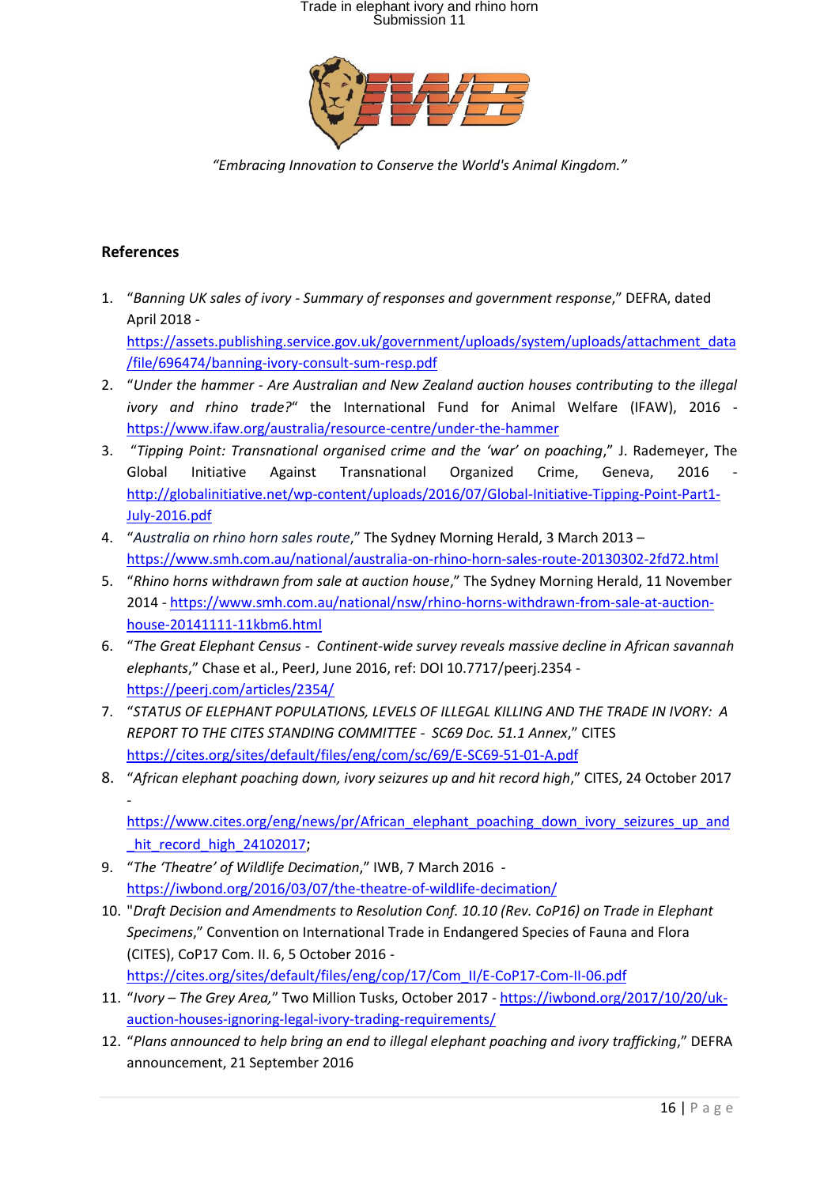*"Embracing Innovation to Conserve the World's Animal Kingdom."*

## References

1. "*Banning UK sales of ivory - Summary of responses and government response*," DEFRA, dated April 2018 - https://assets.publishing.service.gov.uk/government/uploads/system/uploads/attachment_data/file/696474/banning-ivory-consult-sum-resp.pdf
2. "*Under the hammer - Are Australian and New Zealand auction houses contributing to the illegal ivory and rhino trade?*" the International Fund for Animal Welfare (IFAW), 2016 - https://www.ifaw.org/australia/resource-centre/under-the-hammer
3. "*Tipping Point: Transnational organised crime and the 'war' on poaching*," J. Rademeyer, The Global Initiative Against Transnational Organized Crime, Geneva, 2016 - http://globalinitiative.net/wp-content/uploads/2016/07/Global-Initiative-Tipping-Point-Part1-July-2016.pdf
4. "*Australia on rhino horn sales route*," The Sydney Morning Herald, 3 March 2013 – https://www.smh.com.au/national/australia-on-rhino-horn-sales-route-20130302-2fd72.html
5. "*Rhino horns withdrawn from sale at auction house*," The Sydney Morning Herald, 11 November 2014 - https://www.smh.com.au/national/nsw/rhino-horns-withdrawn-from-sale-at-auction-house-20141111-11kbm6.html
6. "*The Great Elephant Census - Continent-wide survey reveals massive decline in African savannah elephants*," Chase et al., PeerJ, June 2016, ref: DOI 10.7717/peerj.2354 - https://peerj.com/articles/2354/
7. "*STATUS OF ELEPHANT POPULATIONS, LEVELS OF ILLEGAL KILLING AND THE TRADE IN IVORY: A REPORT TO THE CITES STANDING COMMITTEE - SC69 Doc. 51.1 Annex*," CITES https://cites.org/sites/default/files/eng/com/sc/69/E-SC69-51-01-A.pdf
8. "*African elephant poaching down, ivory seizures up and hit record high*," CITES, 24 October 2017 - https://www.cites.org/eng/news/pr/African_elephant_poaching_down_ivory_seizures_up_and_hit_record_high_24102017;
9. "*The 'Theatre' of Wildlife Decimation*," IWB, 7 March 2016 - https://iwbond.org/2016/03/07/the-theatre-of-wildlife-decimation/
10. "*Draft Decision and Amendments to Resolution Conf. 10.10 (Rev. CoP16) on Trade in Elephant Specimens*," Convention on International Trade in Endangered Species of Fauna and Flora (CITES), CoP17 Com. II. 6, 5 October 2016 - https://cites.org/sites/default/files/eng/cop/17/Com_II/E-CoP17-Com-II-06.pdf
11. "*Ivory – The Grey Area,*" Two Million Tusks, October 2017 - https://iwbond.org/2017/10/20/uk-auction-houses-ignoring-legal-ivory-trading-requirements/
12. "*Plans announced to help bring an end to illegal elephant poaching and ivory trafficking*," DEFRA announcement, 21 September 2016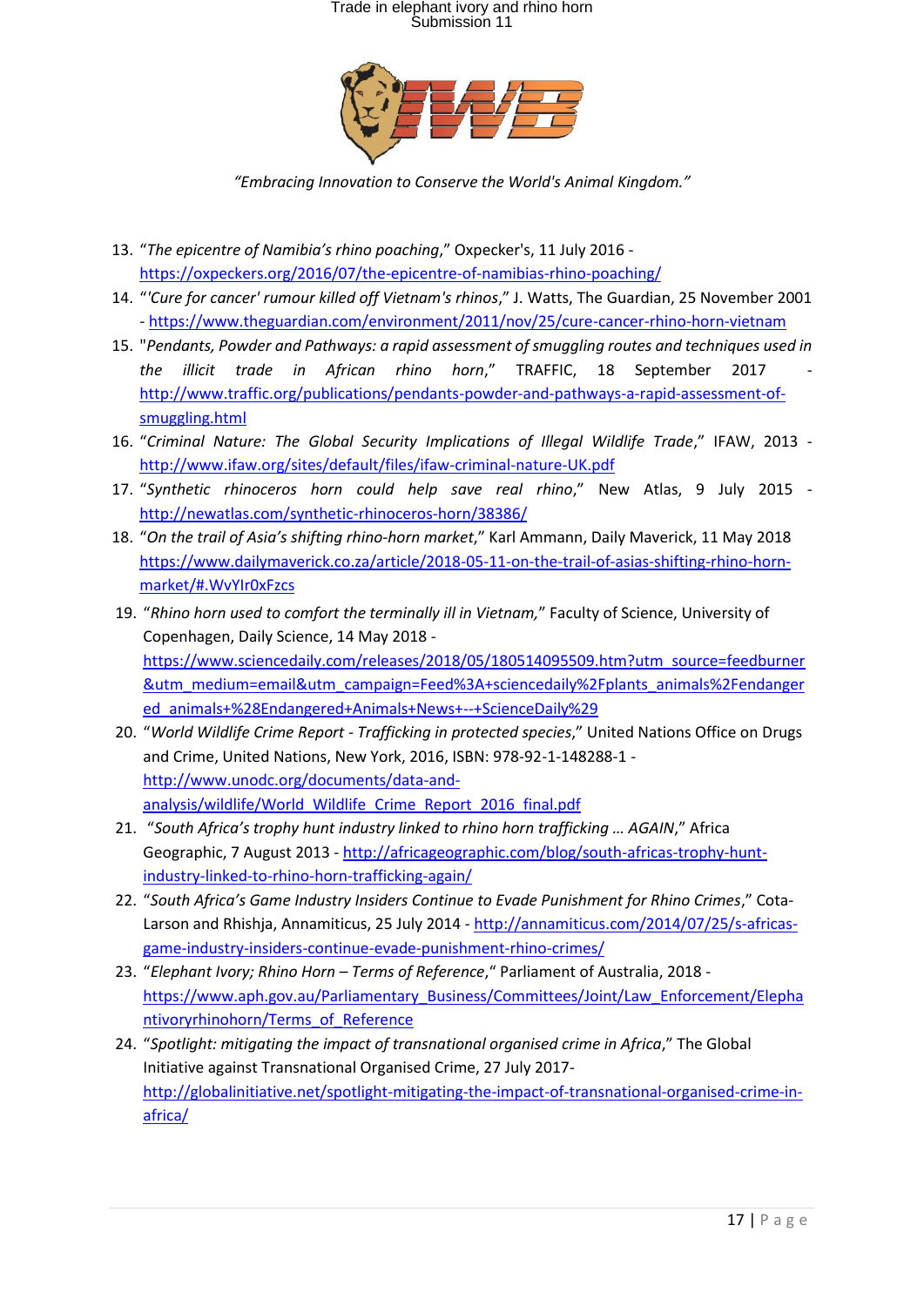13. "*The epicentre of Namibia's rhino poaching*," Oxpecker's, 11 July 2016 - https://oxpeckers.org/2016/07/the-epicentre-of-namibias-rhino-poaching/
14. "'*Cure for cancer' rumour killed off Vietnam's rhinos*," J. Watts, The Guardian, 25 November 2001 - https://www.theguardian.com/environment/2011/nov/25/cure-cancer-rhino-horn-vietnam
15. "*Pendants, Powder and Pathways: a rapid assessment of smuggling routes and techniques used in the illicit trade in African rhino horn*," TRAFFIC, 18 September 2017 - http://www.traffic.org/publications/pendants-powder-and-pathways-a-rapid-assessment-of-smuggling.html
16. "*Criminal Nature: The Global Security Implications of Illegal Wildlife Trade*," IFAW, 2013 - http://www.ifaw.org/sites/default/files/ifaw-criminal-nature-UK.pdf
17. "*Synthetic rhinoceros horn could help save real rhino*," New Atlas, 9 July 2015 - http://newatlas.com/synthetic-rhinoceros-horn/38386/
18. "*On the trail of Asia's shifting rhino-horn market*," Karl Ammann, Daily Maverick, 11 May 2018 https://www.dailymaverick.co.za/article/2018-05-11-on-the-trail-of-asias-shifting-rhino-horn-market/#.WvYIr0xFzcs
19. "*Rhino horn used to comfort the terminally ill in Vietnam,*" Faculty of Science, University of Copenhagen, Daily Science, 14 May 2018 - https://www.sciencedaily.com/releases/2018/05/180514095509.htm?utm_source=feedburner&utm_medium=email&utm_campaign=Feed%3A+sciencedaily%2Fplants_animals%2Fendangered_animals+%28Endangered+Animals+News+--+ScienceDaily%29
20. "*World Wildlife Crime Report - Trafficking in protected species*," United Nations Office on Drugs and Crime, United Nations, New York, 2016, ISBN: 978-92-1-148288-1 - http://www.unodc.org/documents/data-and-analysis/wildlife/World_Wildlife_Crime_Report_2016_final.pdf
21. "*South Africa's trophy hunt industry linked to rhino horn trafficking … AGAIN*," Africa Geographic, 7 August 2013 - http://africageographic.com/blog/south-africas-trophy-hunt-industry-linked-to-rhino-horn-trafficking-again/
22. "*South Africa's Game Industry Insiders Continue to Evade Punishment for Rhino Crimes*," Cota-Larson and Rhishja, Annamiticus, 25 July 2014 - http://annamiticus.com/2014/07/25/s-africas-game-industry-insiders-continue-evade-punishment-rhino-crimes/
23. "*Elephant Ivory; Rhino Horn – Terms of Reference*," Parliament of Australia, 2018 - https://www.aph.gov.au/Parliamentary_Business/Committees/Joint/Law_Enforcement/Elephantivoryrhinohorn/Terms_of_Reference
24. "*Spotlight: mitigating the impact of transnational organised crime in Africa*," The Global Initiative against Transnational Organised Crime, 27 July 2017- http://globalinitiative.net/spotlight-mitigating-the-impact-of-transnational-organised-crime-in-africa/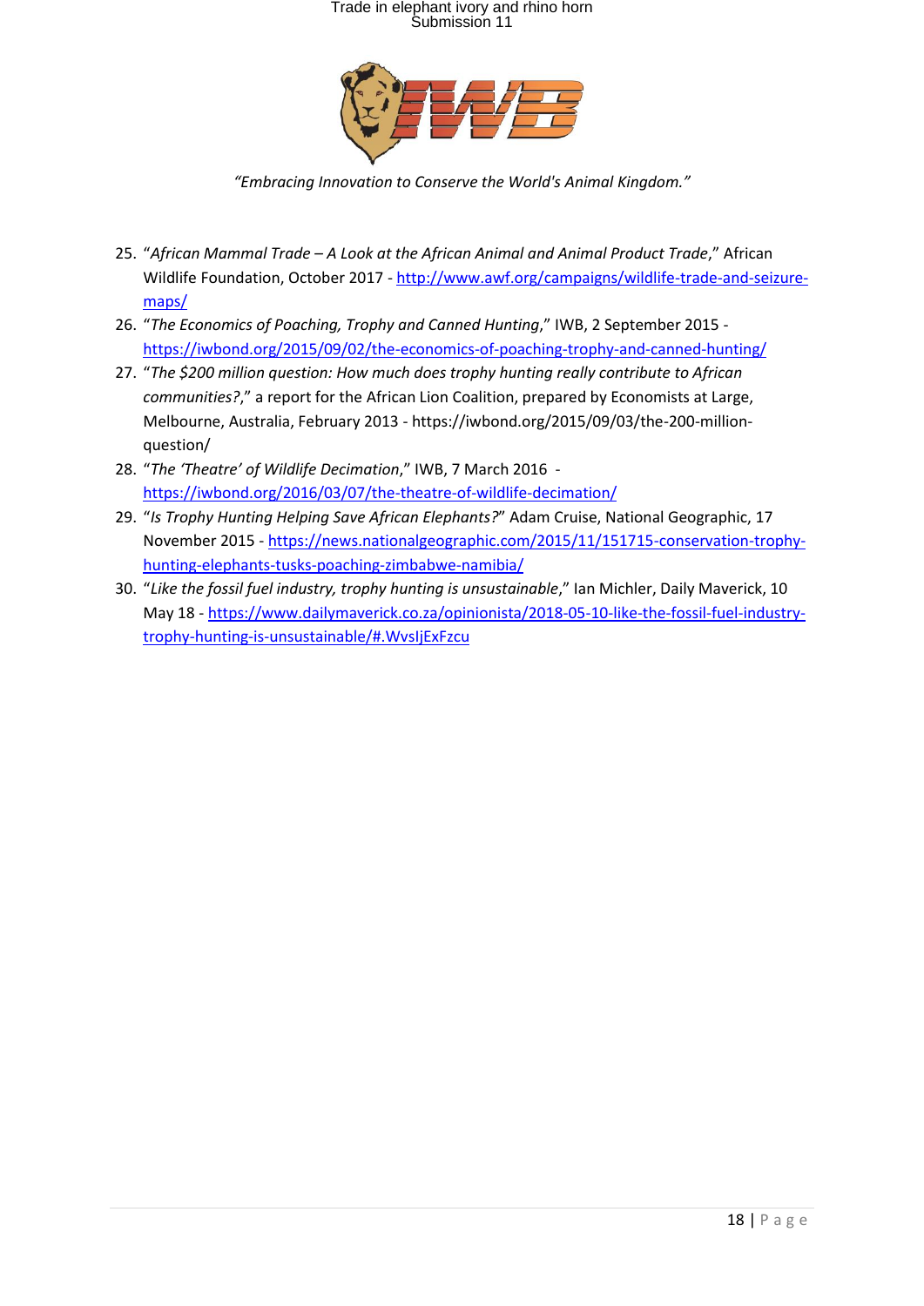25. “*African Mammal Trade – A Look at the African Animal and Animal Product Trade*,” African Wildlife Foundation, October 2017 - http://www.awf.org/campaigns/wildlife-trade-and-seizure-maps/
26. “*The Economics of Poaching, Trophy and Canned Hunting*,” IWB, 2 September 2015 - https://iwbond.org/2015/09/02/the-economics-of-poaching-trophy-and-canned-hunting/
27. “*The $200 million question: How much does trophy hunting really contribute to African communities?*,” a report for the African Lion Coalition, prepared by Economists at Large, Melbourne, Australia, February 2013 - https://iwbond.org/2015/09/03/the-200-million-question/
28. “*The ‘Theatre’ of Wildlife Decimation*,” IWB, 7 March 2016 - https://iwbond.org/2016/03/07/the-theatre-of-wildlife-decimation/
29. “*Is Trophy Hunting Helping Save African Elephants?*” Adam Cruise, National Geographic, 17 November 2015 - https://news.nationalgeographic.com/2015/11/151715-conservation-trophy-hunting-elephants-tusks-poaching-zimbabwe-namibia/
30. “*Like the fossil fuel industry, trophy hunting is unsustainable*,” Ian Michler, Daily Maverick, 10 May 18 - https://www.dailymaverick.co.za/opinionista/2018-05-10-like-the-fossil-fuel-industry-trophy-hunting-is-unsustainable/#.WvsIjExFzcu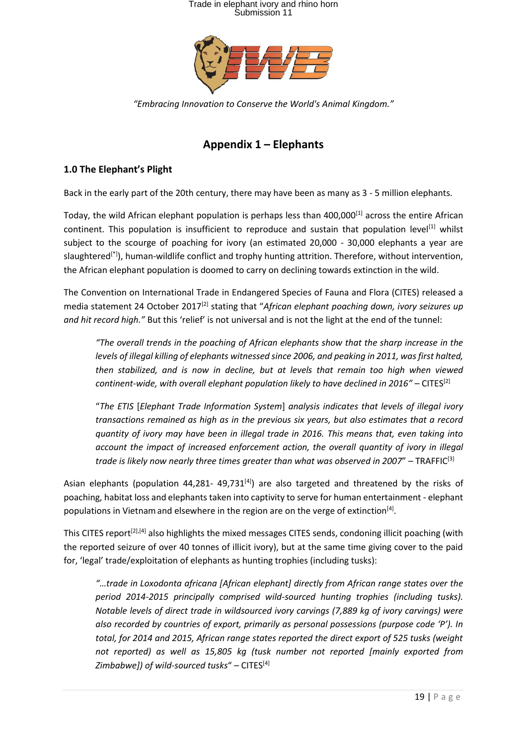*"Embracing Innovation to Conserve the World's Animal Kingdom."*

## Appendix 1 – Elephants

### 1.0 The Elephant's Plight

Back in the early part of the 20th century, there may have been as many as 3 - 5 million elephants.

Today, the wild African elephant population is perhaps less than 400,000[1] across the entire African continent. This population is insufficient to reproduce and sustain that population level[1] whilst subject to the scourge of poaching for ivory (an estimated 20,000 - 30,000 elephants a year are slaughtered[*]), human-wildlife conflict and trophy hunting attrition. Therefore, without intervention, the African elephant population is doomed to carry on declining towards extinction in the wild.

The Convention on International Trade in Endangered Species of Fauna and Flora (CITES) released a media statement 24 October 2017[2] stating that "*African elephant poaching down, ivory seizures up and hit record high.*" But this 'relief' is not universal and is not the light at the end of the tunnel:

> *"The overall trends in the poaching of African elephants show that the sharp increase in the levels of illegal killing of elephants witnessed since 2006, and peaking in 2011, was first halted, then stabilized, and is now in decline, but at levels that remain too high when viewed continent-wide, with overall elephant population likely to have declined in 2016"* – CITES[2]

> "*The ETIS* [*Elephant Trade Information System*] *analysis indicates that levels of illegal ivory transactions remained as high as in the previous six years, but also estimates that a record quantity of ivory may have been in illegal trade in 2016. This means that, even taking into account the impact of increased enforcement action, the overall quantity of ivory in illegal trade is likely now nearly three times greater than what was observed in 2007*" – TRAFFIC[3]

Asian elephants (population 44,281- 49,731[4]) are also targeted and threatened by the risks of poaching, habitat loss and elephants taken into captivity to serve for human entertainment - elephant populations in Vietnam and elsewhere in the region are on the verge of extinction[4].

This CITES report[2],[4] also highlights the mixed messages CITES sends, condoning illicit poaching (with the reported seizure of over 40 tonnes of illicit ivory), but at the same time giving cover to the paid for, 'legal' trade/exploitation of elephants as hunting trophies (including tusks):

> *"…trade in Loxodonta africana [African elephant] directly from African range states over the period 2014-2015 principally comprised wild-sourced hunting trophies (including tusks). Notable levels of direct trade in wildsourced ivory carvings (7,889 kg of ivory carvings) were also recorded by countries of export, primarily as personal possessions (purpose code 'P'). In total, for 2014 and 2015, African range states reported the direct export of 525 tusks (weight not reported) as well as 15,805 kg (tusk number not reported [mainly exported from Zimbabwe]) of wild-sourced tusks*" – CITES[4]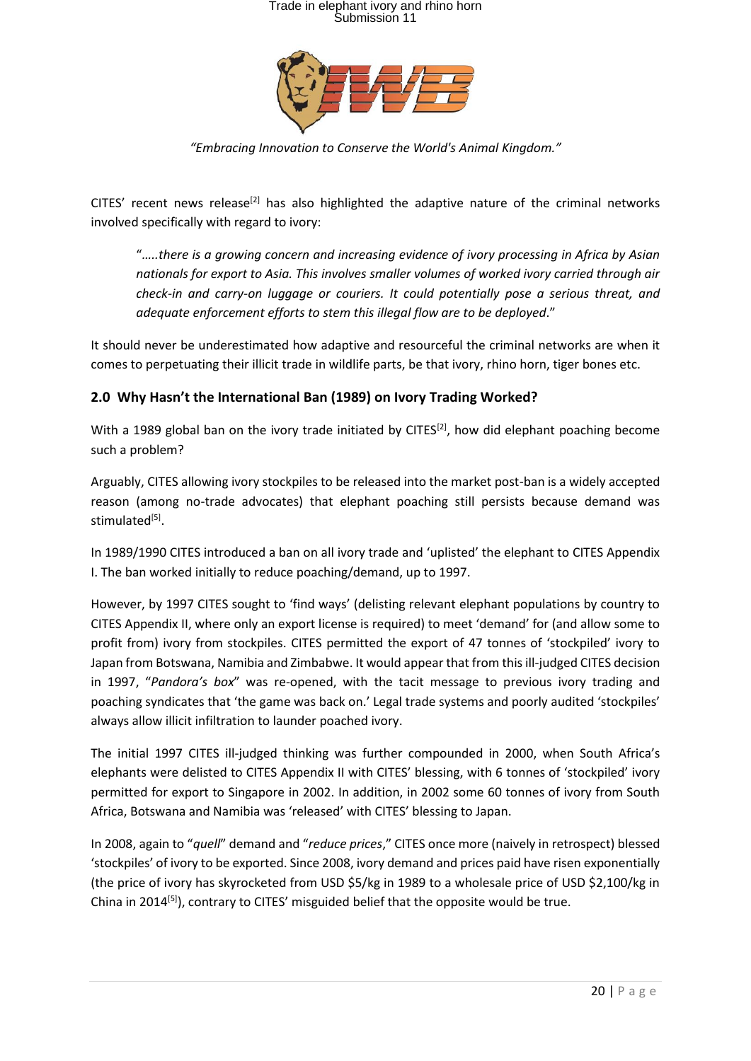*"Embracing Innovation to Conserve the World's Animal Kingdom."*

CITES' recent news release[2] has also highlighted the adaptive nature of the criminal networks involved specifically with regard to ivory:

> "…..*there is a growing concern and increasing evidence of ivory processing in Africa by Asian nationals for export to Asia. This involves smaller volumes of worked ivory carried through air check-in and carry-on luggage or couriers. It could potentially pose a serious threat, and adequate enforcement efforts to stem this illegal flow are to be deployed*."

It should never be underestimated how adaptive and resourceful the criminal networks are when it comes to perpetuating their illicit trade in wildlife parts, be that ivory, rhino horn, tiger bones etc.

## 2.0 Why Hasn't the International Ban (1989) on Ivory Trading Worked?

With a 1989 global ban on the ivory trade initiated by CITES[2], how did elephant poaching become such a problem?

Arguably, CITES allowing ivory stockpiles to be released into the market post-ban is a widely accepted reason (among no-trade advocates) that elephant poaching still persists because demand was stimulated[5].

In 1989/1990 CITES introduced a ban on all ivory trade and 'uplisted' the elephant to CITES Appendix I. The ban worked initially to reduce poaching/demand, up to 1997.

However, by 1997 CITES sought to 'find ways' (delisting relevant elephant populations by country to CITES Appendix II, where only an export license is required) to meet 'demand' for (and allow some to profit from) ivory from stockpiles. CITES permitted the export of 47 tonnes of 'stockpiled' ivory to Japan from Botswana, Namibia and Zimbabwe. It would appear that from this ill-judged CITES decision in 1997, "*Pandora's box*" was re-opened, with the tacit message to previous ivory trading and poaching syndicates that 'the game was back on.' Legal trade systems and poorly audited 'stockpiles' always allow illicit infiltration to launder poached ivory.

The initial 1997 CITES ill-judged thinking was further compounded in 2000, when South Africa's elephants were delisted to CITES Appendix II with CITES' blessing, with 6 tonnes of 'stockpiled' ivory permitted for export to Singapore in 2002. In addition, in 2002 some 60 tonnes of ivory from South Africa, Botswana and Namibia was 'released' with CITES' blessing to Japan.

In 2008, again to "*quell*" demand and "*reduce prices*," CITES once more (naively in retrospect) blessed 'stockpiles' of ivory to be exported. Since 2008, ivory demand and prices paid have risen exponentially (the price of ivory has skyrocketed from USD $5/kg in 1989 to a wholesale price of USD $2,100/kg in China in 2014[5]), contrary to CITES' misguided belief that the opposite would be true.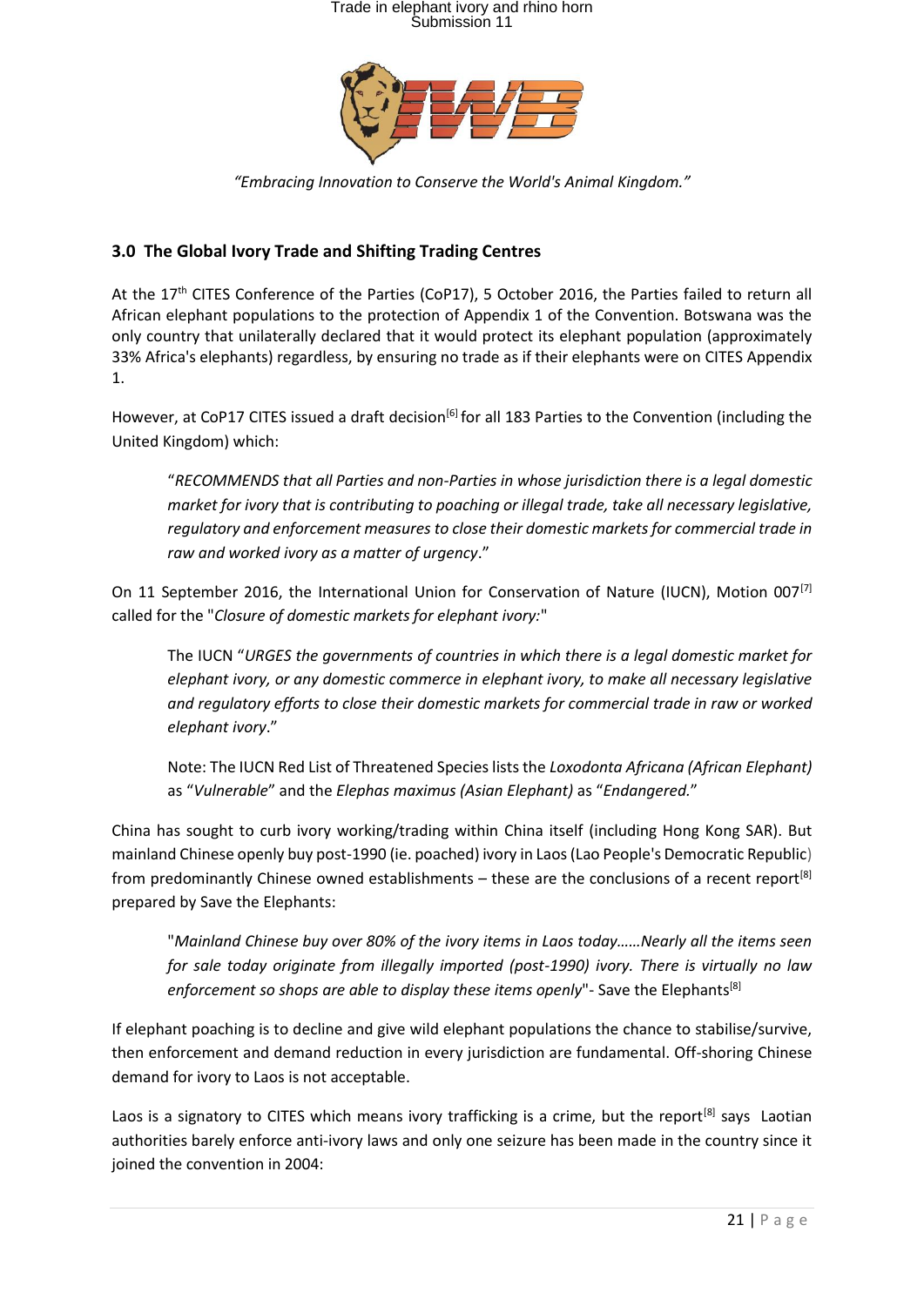*"Embracing Innovation to Conserve the World's Animal Kingdom."*

### 3.0 The Global Ivory Trade and Shifting Trading Centres

At the 17th CITES Conference of the Parties (CoP17), 5 October 2016, the Parties failed to return all African elephant populations to the protection of Appendix 1 of the Convention. Botswana was the only country that unilaterally declared that it would protect its elephant population (approximately 33% Africa's elephants) regardless, by ensuring no trade as if their elephants were on CITES Appendix 1.

However, at CoP17 CITES issued a draft decision[6] for all 183 Parties to the Convention (including the United Kingdom) which:

> "*RECOMMENDS that all Parties and non-Parties in whose jurisdiction there is a legal domestic market for ivory that is contributing to poaching or illegal trade, take all necessary legislative, regulatory and enforcement measures to close their domestic markets for commercial trade in raw and worked ivory as a matter of urgency*."

On 11 September 2016, the International Union for Conservation of Nature (IUCN), Motion 007[7] called for the "*Closure of domestic markets for elephant ivory:*"

> The IUCN "*URGES the governments of countries in which there is a legal domestic market for elephant ivory, or any domestic commerce in elephant ivory, to make all necessary legislative and regulatory efforts to close their domestic markets for commercial trade in raw or worked elephant ivory*."
>
> Note: The IUCN Red List of Threatened Species lists the *Loxodonta Africana (African Elephant)* as "*Vulnerable*" and the *Elephas maximus (Asian Elephant)* as "*Endangered.*"

China has sought to curb ivory working/trading within China itself (including Hong Kong SAR). But mainland Chinese openly buy post-1990 (ie. poached) ivory in Laos (Lao People's Democratic Republic) from predominantly Chinese owned establishments – these are the conclusions of a recent report[8] prepared by Save the Elephants:

> "*Mainland Chinese buy over 80% of the ivory items in Laos today……Nearly all the items seen for sale today originate from illegally imported (post-1990) ivory. There is virtually no law enforcement so shops are able to display these items openly*"- Save the Elephants[8]

If elephant poaching is to decline and give wild elephant populations the chance to stabilise/survive, then enforcement and demand reduction in every jurisdiction are fundamental. Off-shoring Chinese demand for ivory to Laos is not acceptable.

Laos is a signatory to CITES which means ivory trafficking is a crime, but the report[8] says Laotian authorities barely enforce anti-ivory laws and only one seizure has been made in the country since it joined the convention in 2004: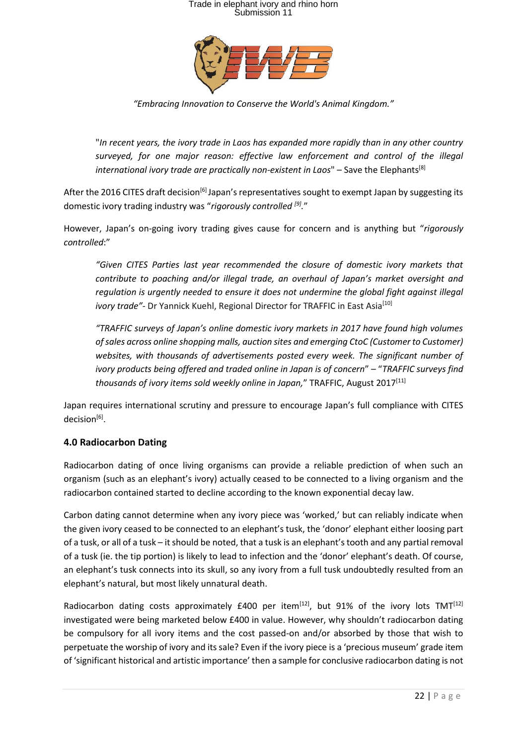"*In recent years, the ivory trade in Laos has expanded more rapidly than in any other country surveyed, for one major reason: effective law enforcement and control of the illegal international ivory trade are practically non-existent in Laos*" – Save the Elephants[8]

After the 2016 CITES draft decision[6] Japan's representatives sought to exempt Japan by suggesting its domestic ivory trading industry was "*rigorously controlled* [9]."

However, Japan's on-going ivory trading gives cause for concern and is anything but "*rigorously controlled*:"

> *"Given CITES Parties last year recommended the closure of domestic ivory markets that contribute to poaching and/or illegal trade, an overhaul of Japan's market oversight and regulation is urgently needed to ensure it does not undermine the global fight against illegal ivory trade"*- Dr Yannick Kuehl, Regional Director for TRAFFIC in East Asia[10]

> *"TRAFFIC surveys of Japan's online domestic ivory markets in 2017 have found high volumes of sales across online shopping malls, auction sites and emerging CtoC (Customer to Customer) websites, with thousands of advertisements posted every week. The significant number of ivory products being offered and traded online in Japan is of concern"* – "*TRAFFIC surveys find thousands of ivory items sold weekly online in Japan,*" TRAFFIC, August 2017[11]

Japan requires international scrutiny and pressure to encourage Japan's full compliance with CITES decision[6].

### 4.0 Radiocarbon Dating

Radiocarbon dating of once living organisms can provide a reliable prediction of when such an organism (such as an elephant's ivory) actually ceased to be connected to a living organism and the radiocarbon contained started to decline according to the known exponential decay law.

Carbon dating cannot determine when any ivory piece was 'worked,' but can reliably indicate when the given ivory ceased to be connected to an elephant's tusk, the 'donor' elephant either loosing part of a tusk, or all of a tusk – it should be noted, that a tusk is an elephant's tooth and any partial removal of a tusk (ie. the tip portion) is likely to lead to infection and the 'donor' elephant's death. Of course, an elephant's tusk connects into its skull, so any ivory from a full tusk undoubtedly resulted from an elephant's natural, but most likely unnatural death.

Radiocarbon dating costs approximately £400 per item[12], but 91% of the ivory lots TMT[12] investigated were being marketed below £400 in value. However, why shouldn't radiocarbon dating be compulsory for all ivory items and the cost passed-on and/or absorbed by those that wish to perpetuate the worship of ivory and its sale? Even if the ivory piece is a 'precious museum' grade item of 'significant historical and artistic importance' then a sample for conclusive radiocarbon dating is not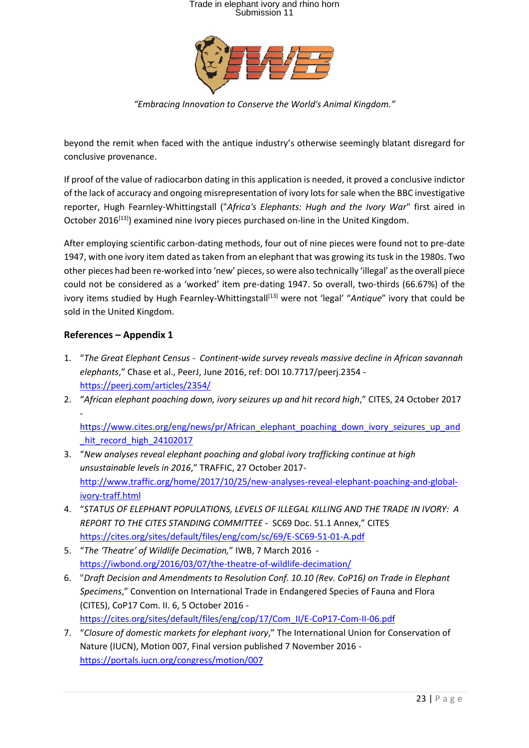beyond the remit when faced with the antique industry's otherwise seemingly blatant disregard for conclusive provenance.

If proof of the value of radiocarbon dating in this application is needed, it proved a conclusive indictor of the lack of accuracy and ongoing misrepresentation of ivory lots for sale when the BBC investigative reporter, Hugh Fearnley-Whittingstall ("*Africa's Elephants: Hugh and the Ivory War*" first aired in October 2016[13]) examined nine ivory pieces purchased on-line in the United Kingdom.

After employing scientific carbon-dating methods, four out of nine pieces were found not to pre-date 1947, with one ivory item dated as taken from an elephant that was growing its tusk in the 1980s. Two other pieces had been re-worked into 'new' pieces, so were also technically 'illegal' as the overall piece could not be considered as a 'worked' item pre-dating 1947. So overall, two-thirds (66.67%) of the ivory items studied by Hugh Fearnley-Whittingstall[13] were not 'legal' "*Antique*" ivory that could be sold in the United Kingdom.

## References – Appendix 1

1. "*The Great Elephant Census - Continent-wide survey reveals massive decline in African savannah elephants*," Chase et al., PeerJ, June 2016, ref: DOI 10.7717/peerj.2354 - https://peerj.com/articles/2354/
2. "*African elephant poaching down, ivory seizures up and hit record high*," CITES, 24 October 2017 - https://www.cites.org/eng/news/pr/African_elephant_poaching_down_ivory_seizures_up_and_hit_record_high_24102017
3. "*New analyses reveal elephant poaching and global ivory trafficking continue at high unsustainable levels in 2016*," TRAFFIC, 27 October 2017- http://www.traffic.org/home/2017/10/25/new-analyses-reveal-elephant-poaching-and-global-ivory-traff.html
4. "*STATUS OF ELEPHANT POPULATIONS, LEVELS OF ILLEGAL KILLING AND THE TRADE IN IVORY: A REPORT TO THE CITES STANDING COMMITTEE -* SC69 Doc. 51.1 Annex," CITES https://cites.org/sites/default/files/eng/com/sc/69/E-SC69-51-01-A.pdf
5. "*The 'Theatre' of Wildlife Decimation,*" IWB, 7 March 2016 - https://iwbond.org/2016/03/07/the-theatre-of-wildlife-decimation/
6. "*Draft Decision and Amendments to Resolution Conf. 10.10 (Rev. CoP16) on Trade in Elephant Specimens*," Convention on International Trade in Endangered Species of Fauna and Flora (CITES), CoP17 Com. II. 6, 5 October 2016 - https://cites.org/sites/default/files/eng/cop/17/Com_II/E-CoP17-Com-II-06.pdf
7. "*Closure of domestic markets for elephant ivory*," The International Union for Conservation of Nature (IUCN), Motion 007, Final version published 7 November 2016 - https://portals.iucn.org/congress/motion/007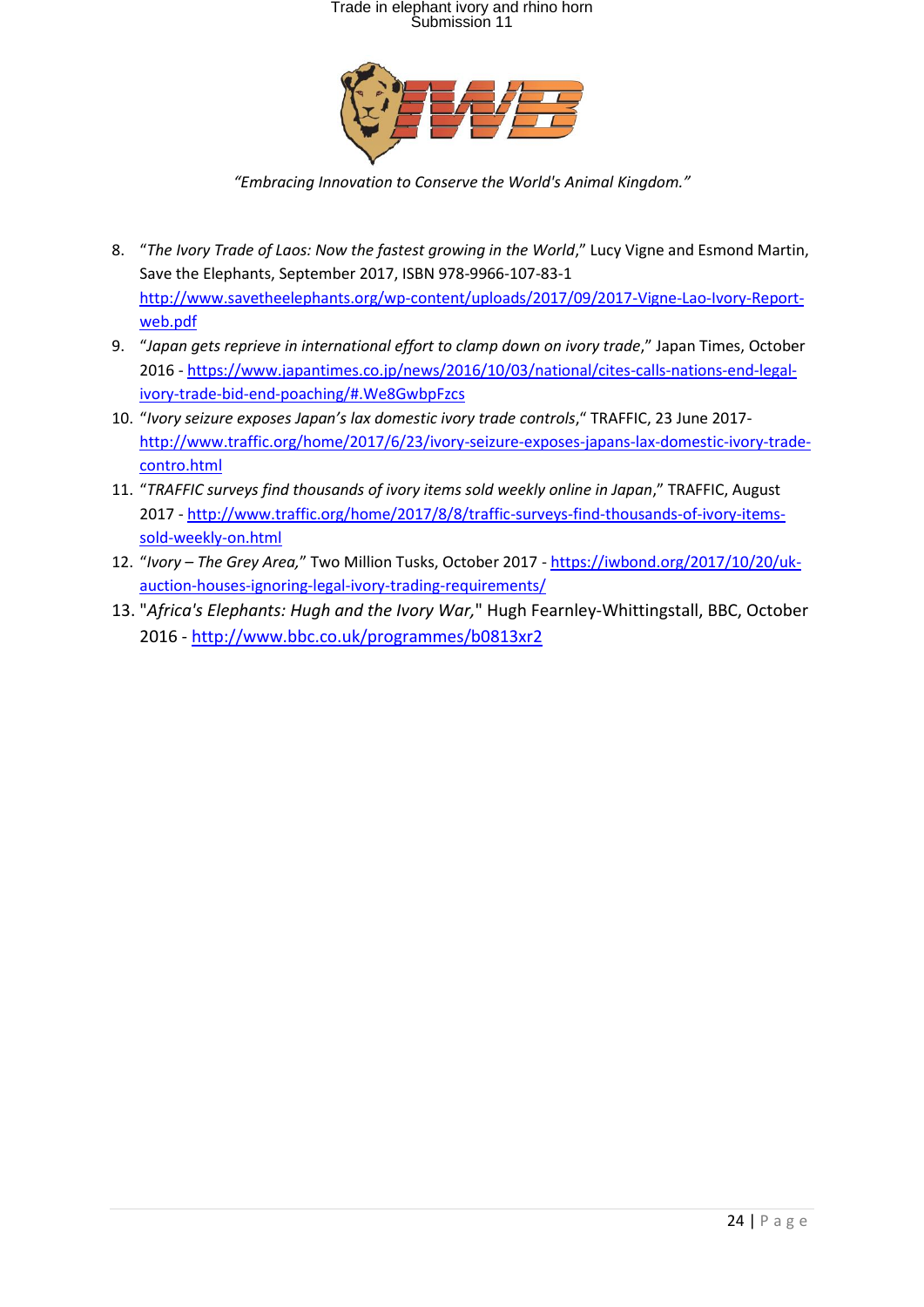*"Embracing Innovation to Conserve the World's Animal Kingdom."*

8. "*The Ivory Trade of Laos: Now the fastest growing in the World*," Lucy Vigne and Esmond Martin, Save the Elephants, September 2017, ISBN 978-9966-107-83-1 http://www.savetheelephants.org/wp-content/uploads/2017/09/2017-Vigne-Lao-Ivory-Report-web.pdf
9. "*Japan gets reprieve in international effort to clamp down on ivory trade*," Japan Times, October 2016 - https://www.japantimes.co.jp/news/2016/10/03/national/cites-calls-nations-end-legal-ivory-trade-bid-end-poaching/#.We8GwbpFzcs
10. "*Ivory seizure exposes Japan's lax domestic ivory trade controls*," TRAFFIC, 23 June 2017- http://www.traffic.org/home/2017/6/23/ivory-seizure-exposes-japans-lax-domestic-ivory-trade-contro.html
11. "*TRAFFIC surveys find thousands of ivory items sold weekly online in Japan*," TRAFFIC, August 2017 - http://www.traffic.org/home/2017/8/8/traffic-surveys-find-thousands-of-ivory-items-sold-weekly-on.html
12. "*Ivory – The Grey Area,*" Two Million Tusks, October 2017 - https://iwbond.org/2017/10/20/uk-auction-houses-ignoring-legal-ivory-trading-requirements/
13. "*Africa's Elephants: Hugh and the Ivory War,*" Hugh Fearnley-Whittingstall, BBC, October 2016 - http://www.bbc.co.uk/programmes/b0813xr2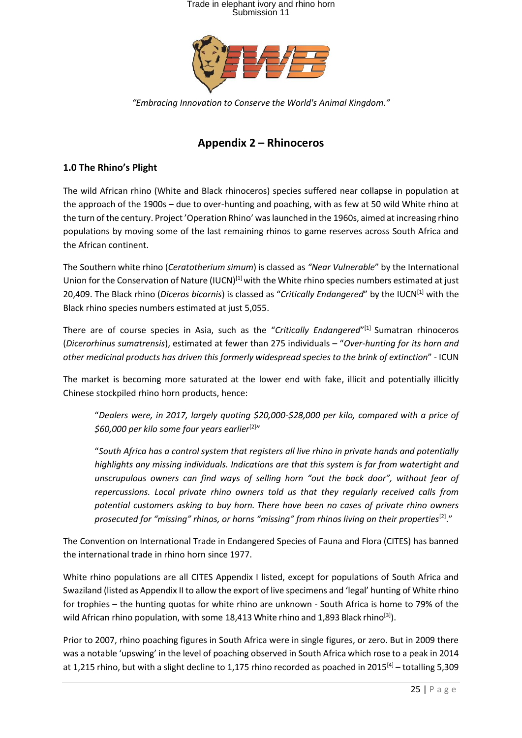*"Embracing Innovation to Conserve the World's Animal Kingdom."*

## Appendix 2 – Rhinoceros

### 1.0 The Rhino's Plight

The wild African rhino (White and Black rhinoceros) species suffered near collapse in population at the approach of the 1900s – due to over-hunting and poaching, with as few at 50 wild White rhino at the turn of the century. Project 'Operation Rhino' was launched in the 1960s, aimed at increasing rhino populations by moving some of the last remaining rhinos to game reserves across South Africa and the African continent.

The Southern white rhino (*Ceratotherium simum*) is classed as *"Near Vulnerable*" by the International Union for the Conservation of Nature (IUCN)[1] with the White rhino species numbers estimated at just 20,409. The Black rhino (*Diceros bicornis*) is classed as "*Critically Endangered*" by the IUCN[1] with the Black rhino species numbers estimated at just 5,055.

There are of course species in Asia, such as the "*Critically Endangered*"[1] Sumatran rhinoceros (*Dicerorhinus sumatrensis*), estimated at fewer than 275 individuals – "*Over-hunting for its horn and other medicinal products has driven this formerly widespread species to the brink of extinction*" - ICUN

The market is becoming more saturated at the lower end with fake, illicit and potentially illicitly Chinese stockpiled rhino horn products, hence:

> "*Dealers were, in 2017, largely quoting $20,000-$28,000 per kilo, compared with a price of $60,000 per kilo some four years earlier*[2]"
>
> "*South Africa has a control system that registers all live rhino in private hands and potentially highlights any missing individuals. Indications are that this system is far from watertight and unscrupulous owners can find ways of selling horn "out the back door", without fear of repercussions. Local private rhino owners told us that they regularly received calls from potential customers asking to buy horn. There have been no cases of private rhino owners prosecuted for "missing" rhinos, or horns "missing" from rhinos living on their properties*[2]."

The Convention on International Trade in Endangered Species of Fauna and Flora (CITES) has banned the international trade in rhino horn since 1977.

White rhino populations are all CITES Appendix I listed, except for populations of South Africa and Swaziland (listed as Appendix II to allow the export of live specimens and 'legal' hunting of White rhino for trophies – the hunting quotas for white rhino are unknown - South Africa is home to 79% of the wild African rhino population, with some 18,413 White rhino and 1,893 Black rhino[3]).

Prior to 2007, rhino poaching figures in South Africa were in single figures, or zero. But in 2009 there was a notable 'upswing' in the level of poaching observed in South Africa which rose to a peak in 2014 at 1,215 rhino, but with a slight decline to 1,175 rhino recorded as poached in 2015[4] – totalling 5,309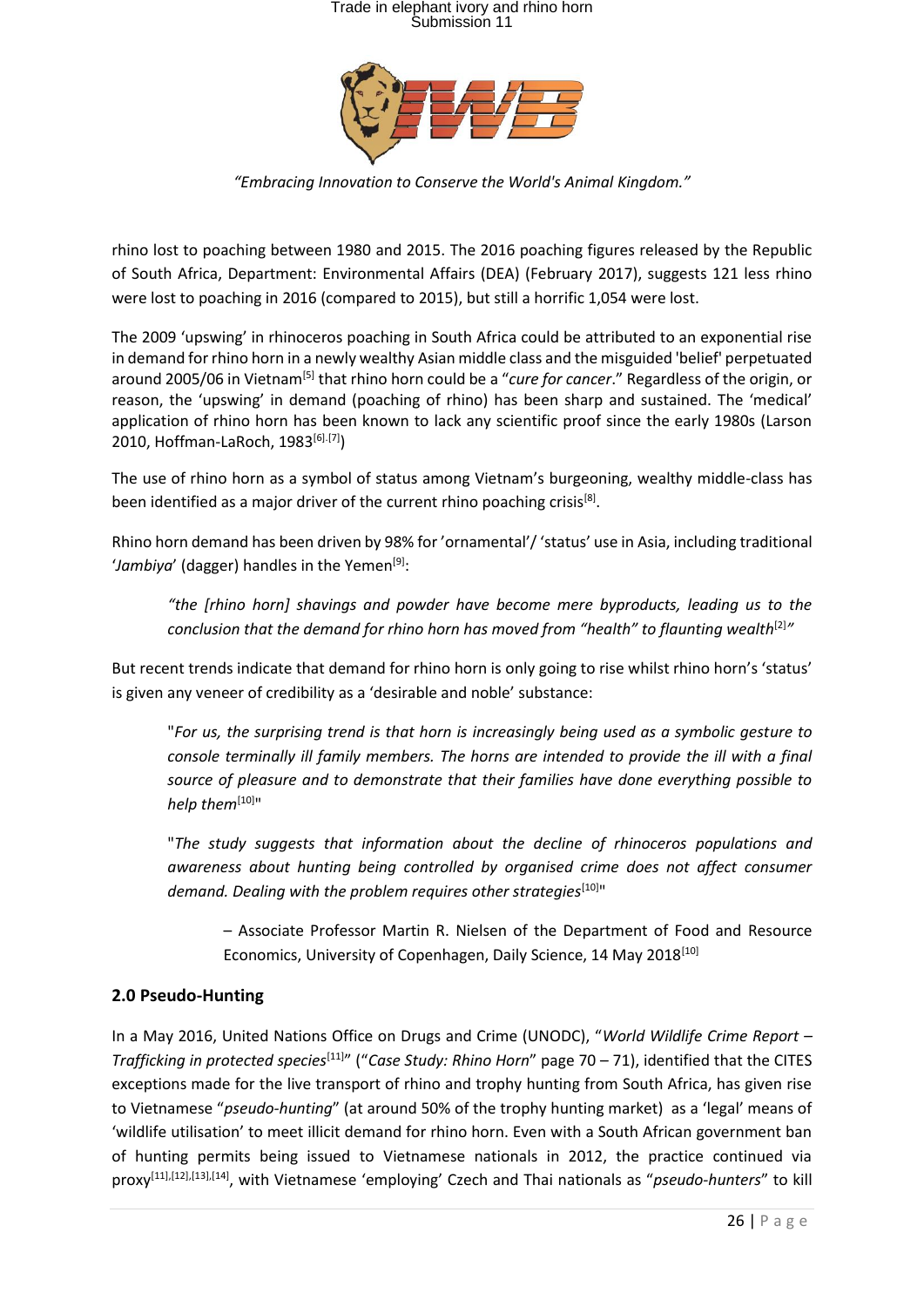rhino lost to poaching between 1980 and 2015. The 2016 poaching figures released by the Republic of South Africa, Department: Environmental Affairs (DEA) (February 2017), suggests 121 less rhino were lost to poaching in 2016 (compared to 2015), but still a horrific 1,054 were lost.

The 2009 'upswing' in rhinoceros poaching in South Africa could be attributed to an exponential rise in demand for rhino horn in a newly wealthy Asian middle class and the misguided 'belief' perpetuated around 2005/06 in Vietnam[5] that rhino horn could be a "*cure for cancer*." Regardless of the origin, or reason, the 'upswing' in demand (poaching of rhino) has been sharp and sustained. The 'medical' application of rhino horn has been known to lack any scientific proof since the early 1980s (Larson 2010, Hoffman-LaRoch, 1983[6],[7])

The use of rhino horn as a symbol of status among Vietnam's burgeoning, wealthy middle-class has been identified as a major driver of the current rhino poaching crisis[8].

Rhino horn demand has been driven by 98% for 'ornamental'/ 'status' use in Asia, including traditional '*Jambiya*' (dagger) handles in the Yemen[9]:

> *"the [rhino horn] shavings and powder have become mere byproducts, leading us to the conclusion that the demand for rhino horn has moved from "health" to flaunting wealth*[2]*"*

But recent trends indicate that demand for rhino horn is only going to rise whilst rhino horn's 'status' is given any veneer of credibility as a 'desirable and noble' substance:

> "*For us, the surprising trend is that horn is increasingly being used as a symbolic gesture to console terminally ill family members. The horns are intended to provide the ill with a final source of pleasure and to demonstrate that their families have done everything possible to help them*[10]"
>
> "*The study suggests that information about the decline of rhinoceros populations and awareness about hunting being controlled by organised crime does not affect consumer demand. Dealing with the problem requires other strategies*[10]"
>
> – Associate Professor Martin R. Nielsen of the Department of Food and Resource Economics, University of Copenhagen, Daily Science, 14 May 2018[10]

## 2.0 Pseudo-Hunting

In a May 2016, United Nations Office on Drugs and Crime (UNODC), "*World Wildlife Crime Report – Trafficking in protected species*[11]" ("*Case Study: Rhino Horn*" page 70 – 71), identified that the CITES exceptions made for the live transport of rhino and trophy hunting from South Africa, has given rise to Vietnamese "*pseudo-hunting*" (at around 50% of the trophy hunting market) as a 'legal' means of 'wildlife utilisation' to meet illicit demand for rhino horn. Even with a South African government ban of hunting permits being issued to Vietnamese nationals in 2012, the practice continued via proxy[11],[12],[13],[14], with Vietnamese 'employing' Czech and Thai nationals as "*pseudo-hunters*" to kill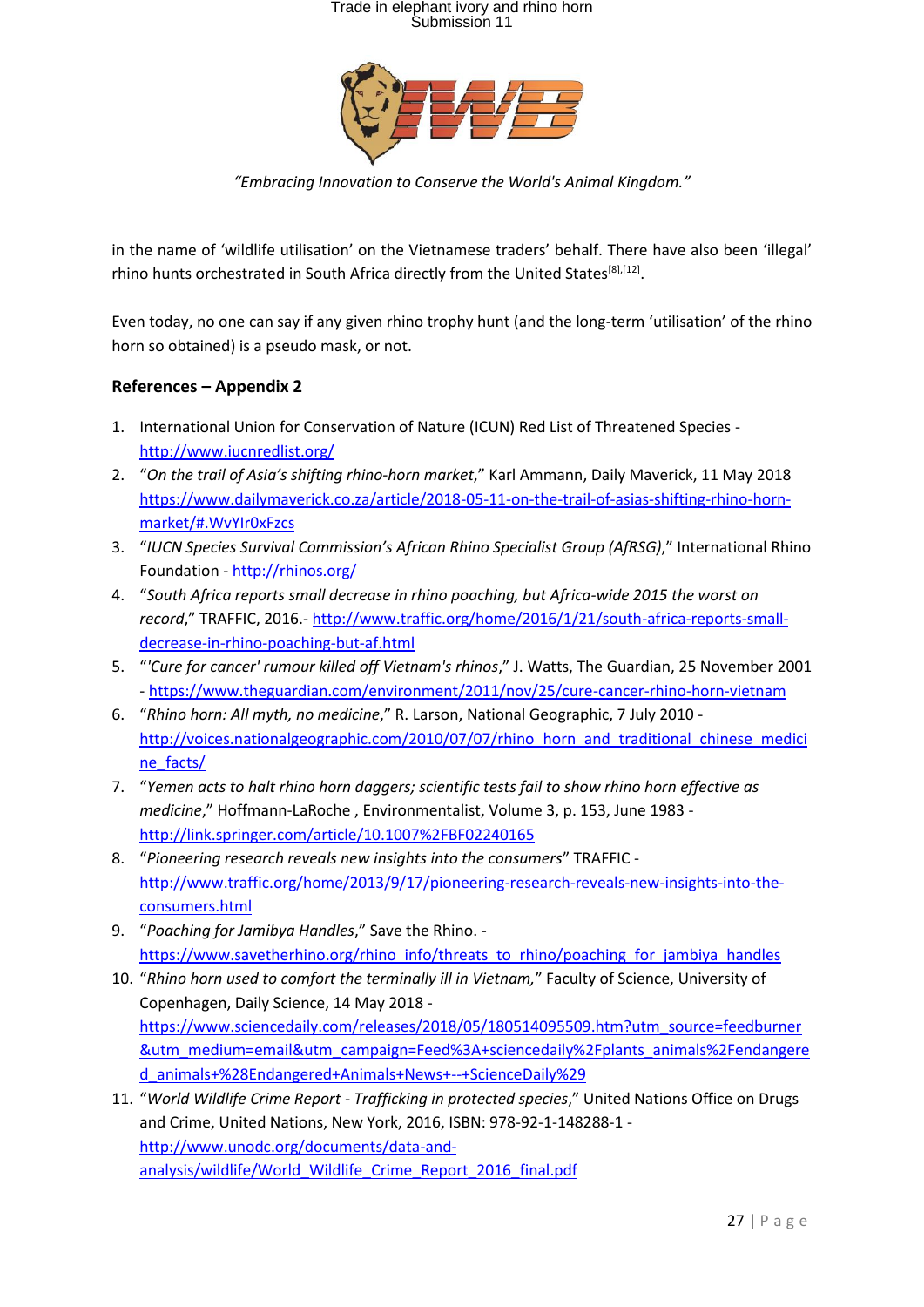in the name of 'wildlife utilisation' on the Vietnamese traders' behalf. There have also been 'illegal' rhino hunts orchestrated in South Africa directly from the United States[8],[12].

Even today, no one can say if any given rhino trophy hunt (and the long-term 'utilisation' of the rhino horn so obtained) is a pseudo mask, or not.

**References – Appendix 2**

1. International Union for Conservation of Nature (ICUN) Red List of Threatened Species - http://www.iucnredlist.org/
2. "*On the trail of Asia's shifting rhino-horn market*," Karl Ammann, Daily Maverick, 11 May 2018 https://www.dailymaverick.co.za/article/2018-05-11-on-the-trail-of-asias-shifting-rhino-horn-market/#.WvYIr0xFzcs
3. "*IUCN Species Survival Commission's African Rhino Specialist Group (AfRSG)*," International Rhino Foundation - http://rhinos.org/
4. "*South Africa reports small decrease in rhino poaching, but Africa-wide 2015 the worst on record*," TRAFFIC, 2016.- http://www.traffic.org/home/2016/1/21/south-africa-reports-small-decrease-in-rhino-poaching-but-af.html
5. "'*Cure for cancer' rumour killed off Vietnam's rhinos*," J. Watts, The Guardian, 25 November 2001 - https://www.theguardian.com/environment/2011/nov/25/cure-cancer-rhino-horn-vietnam
6. "*Rhino horn: All myth, no medicine*," R. Larson, National Geographic, 7 July 2010 - http://voices.nationalgeographic.com/2010/07/07/rhino_horn_and_traditional_chinese_medicine_facts/
7. "*Yemen acts to halt rhino horn daggers; scientific tests fail to show rhino horn effective as medicine*," Hoffmann-LaRoche , Environmentalist, Volume 3, p. 153, June 1983 - http://link.springer.com/article/10.1007%2FBF02240165
8. "*Pioneering research reveals new insights into the consumers*" TRAFFIC - http://www.traffic.org/home/2013/9/17/pioneering-research-reveals-new-insights-into-the-consumers.html
9. "*Poaching for Jamibya Handles*," Save the Rhino. - https://www.savetherhino.org/rhino_info/threats_to_rhino/poaching_for_jambiya_handles
10. "*Rhino horn used to comfort the terminally ill in Vietnam,*" Faculty of Science, University of Copenhagen, Daily Science, 14 May 2018 - https://www.sciencedaily.com/releases/2018/05/180514095509.htm?utm_source=feedburner&utm_medium=email&utm_campaign=Feed%3A+sciencedaily%2Fplants_animals%2Fendangered_animals+%28Endangered+Animals+News+--+ScienceDaily%29
11. "*World Wildlife Crime Report - Trafficking in protected species*," United Nations Office on Drugs and Crime, United Nations, New York, 2016, ISBN: 978-92-1-148288-1 - http://www.unodc.org/documents/data-and-analysis/wildlife/World_Wildlife_Crime_Report_2016_final.pdf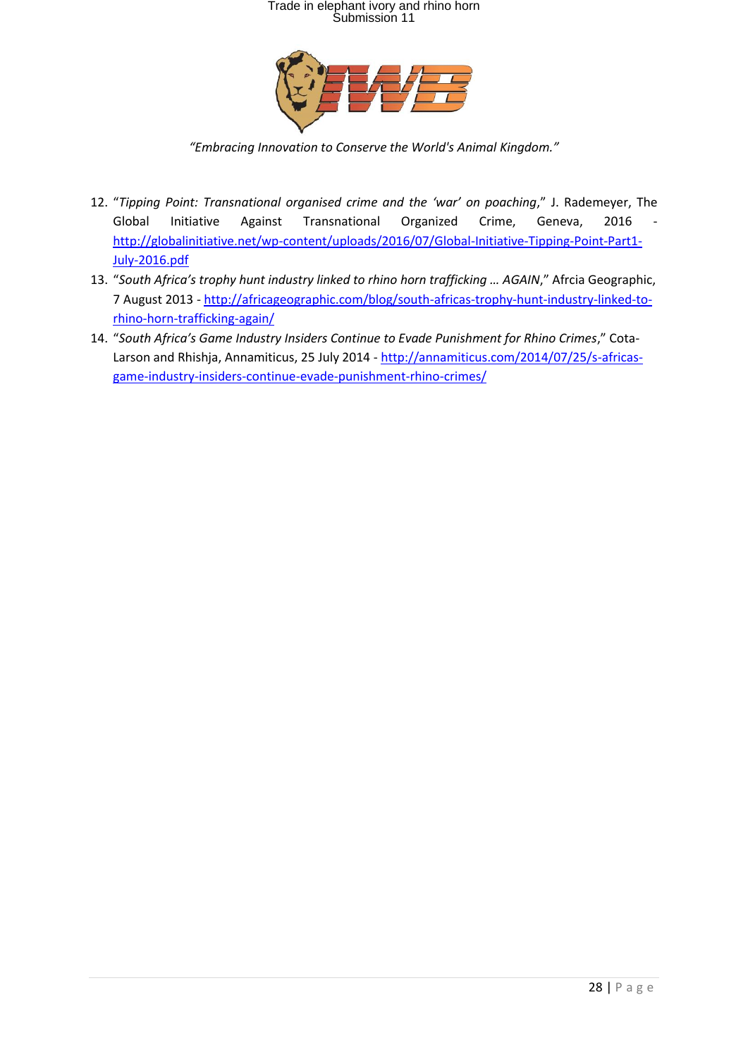“*Embracing Innovation to Conserve the World's Animal Kingdom.*”

12. “*Tipping Point: Transnational organised crime and the ‘war’ on poaching*,” J. Rademeyer, The Global Initiative Against Transnational Organized Crime, Geneva, 2016 - http://globalinitiative.net/wp-content/uploads/2016/07/Global-Initiative-Tipping-Point-Part1-July-2016.pdf
13. “*South Africa’s trophy hunt industry linked to rhino horn trafficking … AGAIN*,” Afrcia Geographic, 7 August 2013 - http://africageographic.com/blog/south-africas-trophy-hunt-industry-linked-to-rhino-horn-trafficking-again/
14. “*South Africa’s Game Industry Insiders Continue to Evade Punishment for Rhino Crimes*,” Cota-Larson and Rhishja, Annamiticus, 25 July 2014 - http://annamiticus.com/2014/07/25/s-africas-game-industry-insiders-continue-evade-punishment-rhino-crimes/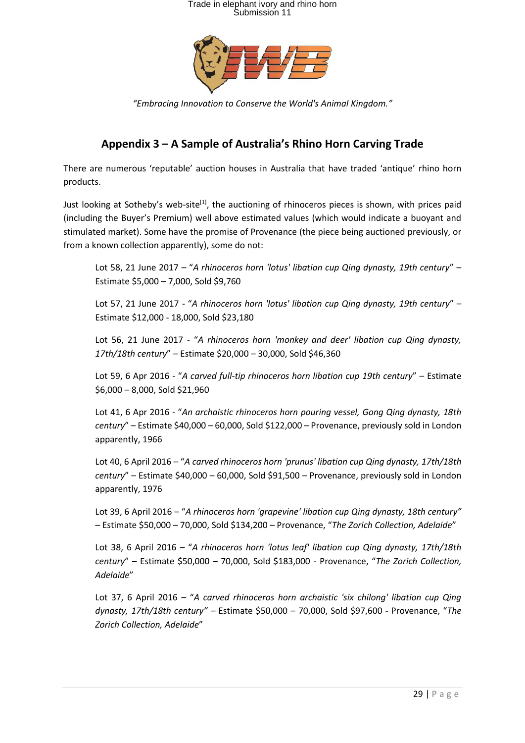*"Embracing Innovation to Conserve the World's Animal Kingdom."*

## Appendix 3 – A Sample of Australia's Rhino Horn Carving Trade

There are numerous 'reputable' auction houses in Australia that have traded 'antique' rhino horn products.

Just looking at Sotheby's web-site[1], the auctioning of rhinoceros pieces is shown, with prices paid (including the Buyer's Premium) well above estimated values (which would indicate a buoyant and stimulated market). Some have the promise of Provenance (the piece being auctioned previously, or from a known collection apparently), some do not:

> Lot 58, 21 June 2017 – "*A rhinoceros horn 'lotus' libation cup Qing dynasty, 19th century*" – Estimate $5,000 – 7,000, Sold $9,760
>
> Lot 57, 21 June 2017 - "*A rhinoceros horn 'lotus' libation cup Qing dynasty, 19th century*" – Estimate $12,000 - 18,000, Sold $23,180
>
> Lot 56, 21 June 2017 - "*A rhinoceros horn 'monkey and deer' libation cup Qing dynasty, 17th/18th century*" – Estimate $20,000 – 30,000, Sold $46,360
>
> Lot 59, 6 Apr 2016 - "*A carved full-tip rhinoceros horn libation cup 19th century*" – Estimate $6,000 – 8,000, Sold $21,960
>
> Lot 41, 6 Apr 2016 - "*An archaistic rhinoceros horn pouring vessel, Gong Qing dynasty, 18th century*" – Estimate $40,000 – 60,000, Sold $122,000 – Provenance, previously sold in London apparently, 1966
>
> Lot 40, 6 April 2016 – "*A carved rhinoceros horn 'prunus' libation cup Qing dynasty, 17th/18th century*" – Estimate $40,000 – 60,000, Sold $91,500 – Provenance, previously sold in London apparently, 1976
>
> Lot 39, 6 April 2016 – "*A rhinoceros horn 'grapevine' libation cup Qing dynasty, 18th century*" – Estimate $50,000 – 70,000, Sold $134,200 – Provenance, "*The Zorich Collection, Adelaide*"
>
> Lot 38, 6 April 2016 – "*A rhinoceros horn 'lotus leaf' libation cup Qing dynasty, 17th/18th century*" – Estimate $50,000 – 70,000, Sold $183,000 - Provenance, "*The Zorich Collection, Adelaide*"
>
> Lot 37, 6 April 2016 – "*A carved rhinoceros horn archaistic 'six chilong' libation cup Qing dynasty, 17th/18th century*" – Estimate $50,000 – 70,000, Sold $97,600 - Provenance, "*The Zorich Collection, Adelaide*"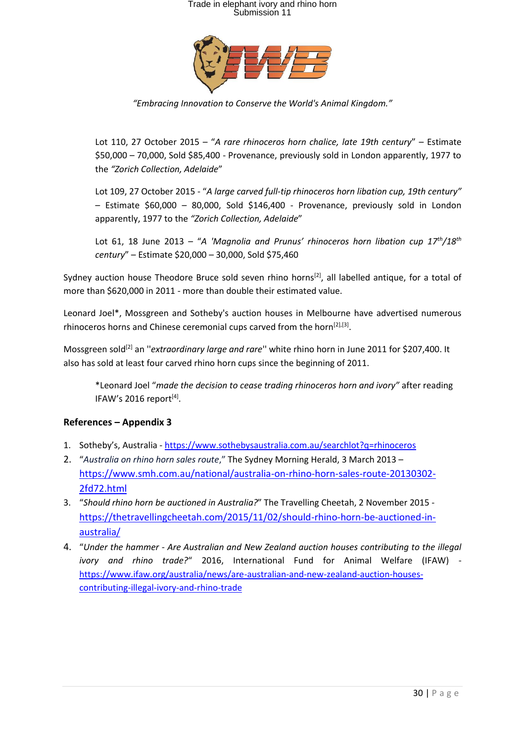*"Embracing Innovation to Conserve the World's Animal Kingdom."*

Lot 110, 27 October 2015 – "*A rare rhinoceros horn chalice, late 19th century*" – Estimate $50,000 – 70,000, Sold $85,400 - Provenance, previously sold in London apparently, 1977 to the *"Zorich Collection, Adelaide*"

Lot 109, 27 October 2015 - "*A large carved full-tip rhinoceros horn libation cup, 19th century"* – Estimate $60,000 – 80,000, Sold $146,400 - Provenance, previously sold in London apparently, 1977 to the *"Zorich Collection, Adelaide*"

Lot 61, 18 June 2013 – "*A 'Magnolia and Prunus' rhinoceros horn libation cup 17th/18th century*" – Estimate $20,000 – 30,000, Sold $75,460

Sydney auction house Theodore Bruce sold seven rhino horns[2], all labelled antique, for a total of more than $620,000 in 2011 - more than double their estimated value.

Leonard Joel*, Mossgreen and Sotheby's auction houses in Melbourne have advertised numerous rhinoceros horns and Chinese ceremonial cups carved from the horn[2],[3].

Mossgreen sold[2] an "*extraordinary large and rare*" white rhino horn in June 2011 for $207,400. It also has sold at least four carved rhino horn cups since the beginning of 2011.

*Leonard Joel "*made the decision to cease trading rhinoceros horn and ivory"* after reading IFAW's 2016 report[4].

**References – Appendix 3**

1. Sotheby's, Australia - https://www.sothebysaustralia.com.au/searchlot?q=rhinoceros
2. "*Australia on rhino horn sales route*," The Sydney Morning Herald, 3 March 2013 – https://www.smh.com.au/national/australia-on-rhino-horn-sales-route-20130302-2fd72.html
3. "*Should rhino horn be auctioned in Australia?*" The Travelling Cheetah, 2 November 2015 - https://thetravellingcheetah.com/2015/11/02/should-rhino-horn-be-auctioned-in-australia/
4. "*Under the hammer - Are Australian and New Zealand auction houses contributing to the illegal ivory and rhino trade?*" 2016, International Fund for Animal Welfare (IFAW) - https://www.ifaw.org/australia/news/are-australian-and-new-zealand-auction-houses-contributing-illegal-ivory-and-rhino-trade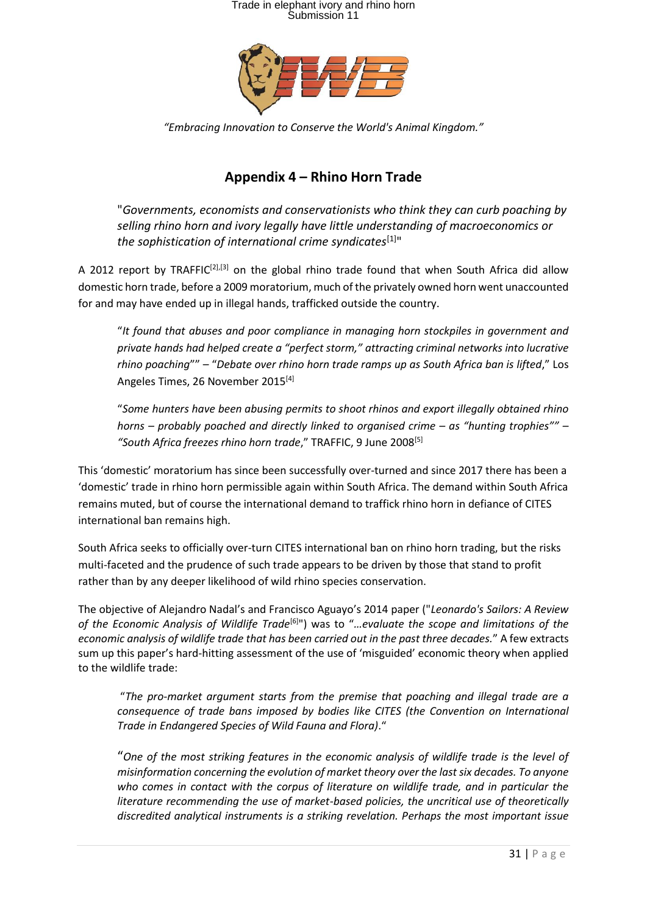*"Embracing Innovation to Conserve the World's Animal Kingdom."*

## Appendix 4 – Rhino Horn Trade

> "*Governments, economists and conservationists who think they can curb poaching by selling rhino horn and ivory legally have little understanding of macroeconomics or the sophistication of international crime syndicates*[1]"

A 2012 report by TRAFFIC[2],[3] on the global rhino trade found that when South Africa did allow domestic horn trade, before a 2009 moratorium, much of the privately owned horn went unaccounted for and may have ended up in illegal hands, trafficked outside the country.

> "*It found that abuses and poor compliance in managing horn stockpiles in government and private hands had helped create a "perfect storm," attracting criminal networks into lucrative rhino poaching*"" – "*Debate over rhino horn trade ramps up as South Africa ban is lifted*," Los Angeles Times, 26 November 2015[4]

> "*Some hunters have been abusing permits to shoot rhinos and export illegally obtained rhino horns – probably poached and directly linked to organised crime – as "hunting trophies""* – *"South Africa freezes rhino horn trade*," TRAFFIC, 9 June 2008[5]

This 'domestic' moratorium has since been successfully over-turned and since 2017 there has been a 'domestic' trade in rhino horn permissible again within South Africa. The demand within South Africa remains muted, but of course the international demand to traffick rhino horn in defiance of CITES international ban remains high.

South Africa seeks to officially over-turn CITES international ban on rhino horn trading, but the risks multi-faceted and the prudence of such trade appears to be driven by those that stand to profit rather than by any deeper likelihood of wild rhino species conservation.

The objective of Alejandro Nadal's and Francisco Aguayo's 2014 paper ("*Leonardo's Sailors: A Review of the Economic Analysis of Wildlife Trade*[6]") was to *"…evaluate the scope and limitations of the economic analysis of wildlife trade that has been carried out in the past three decades.*" A few extracts sum up this paper's hard-hitting assessment of the use of 'misguided' economic theory when applied to the wildlife trade:

> "*The pro-market argument starts from the premise that poaching and illegal trade are a consequence of trade bans imposed by bodies like CITES (the Convention on International Trade in Endangered Species of Wild Fauna and Flora)*."

> "*One of the most striking features in the economic analysis of wildlife trade is the level of misinformation concerning the evolution of market theory over the last six decades. To anyone who comes in contact with the corpus of literature on wildlife trade, and in particular the literature recommending the use of market-based policies, the uncritical use of theoretically discredited analytical instruments is a striking revelation. Perhaps the most important issue*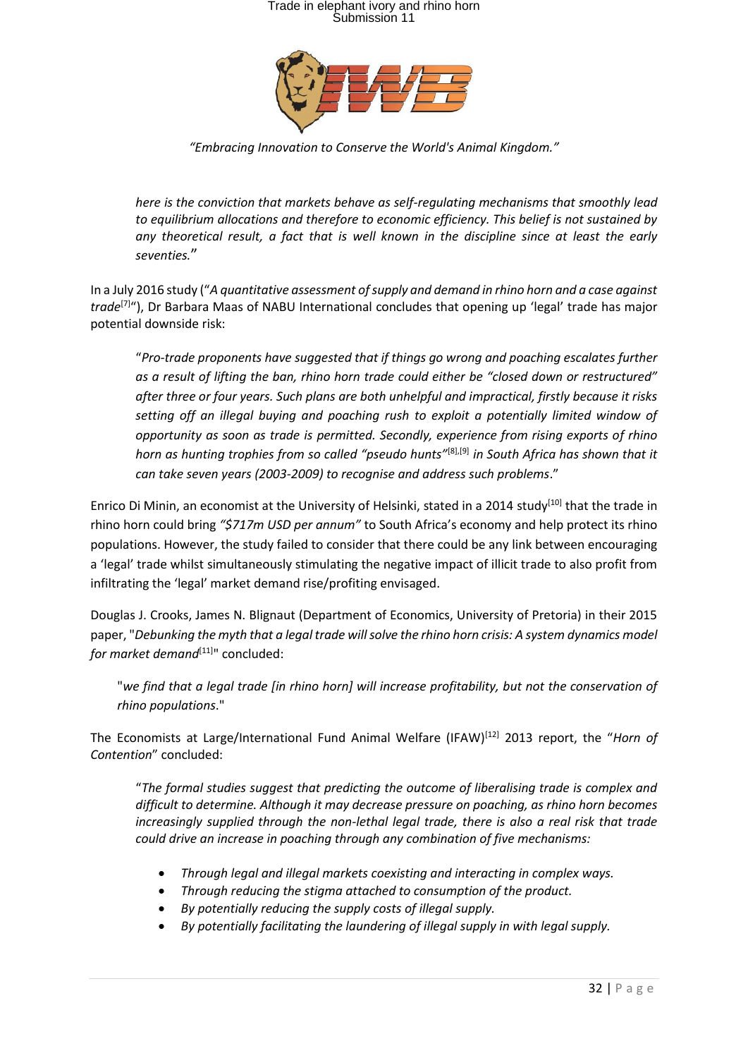*here is the conviction that markets behave as self-regulating mechanisms that smoothly lead to equilibrium allocations and therefore to economic efficiency. This belief is not sustained by any theoretical result, a fact that is well known in the discipline since at least the early seventies.*"

In a July 2016 study ("*A quantitative assessment of supply and demand in rhino horn and a case against trade*[7]"), Dr Barbara Maas of NABU International concludes that opening up 'legal' trade has major potential downside risk:

> "*Pro-trade proponents have suggested that if things go wrong and poaching escalates further as a result of lifting the ban, rhino horn trade could either be "closed down or restructured" after three or four years. Such plans are both unhelpful and impractical, firstly because it risks setting off an illegal buying and poaching rush to exploit a potentially limited window of opportunity as soon as trade is permitted. Secondly, experience from rising exports of rhino horn as hunting trophies from so called "pseudo hunts"*[8],[9] *in South Africa has shown that it can take seven years (2003-2009) to recognise and address such problems*."

Enrico Di Minin, an economist at the University of Helsinki, stated in a 2014 study[10] that the trade in rhino horn could bring *"$717m USD per annum"* to South Africa's economy and help protect its rhino populations. However, the study failed to consider that there could be any link between encouraging a 'legal' trade whilst simultaneously stimulating the negative impact of illicit trade to also profit from infiltrating the 'legal' market demand rise/profiting envisaged.

Douglas J. Crooks, James N. Blignaut (Department of Economics, University of Pretoria) in their 2015 paper, "*Debunking the myth that a legal trade will solve the rhino horn crisis: A system dynamics model for market demand*[11]" concluded:

> "*we find that a legal trade [in rhino horn] will increase profitability, but not the conservation of rhino populations*."

The Economists at Large/International Fund Animal Welfare (IFAW)[12] 2013 report, the "*Horn of Contention*" concluded:

> "*The formal studies suggest that predicting the outcome of liberalising trade is complex and difficult to determine. Although it may decrease pressure on poaching, as rhino horn becomes increasingly supplied through the non-lethal legal trade, there is also a real risk that trade could drive an increase in poaching through any combination of five mechanisms:*
>
> - *Through legal and illegal markets coexisting and interacting in complex ways.*
> - *Through reducing the stigma attached to consumption of the product.*
> - *By potentially reducing the supply costs of illegal supply.*
> - *By potentially facilitating the laundering of illegal supply in with legal supply.*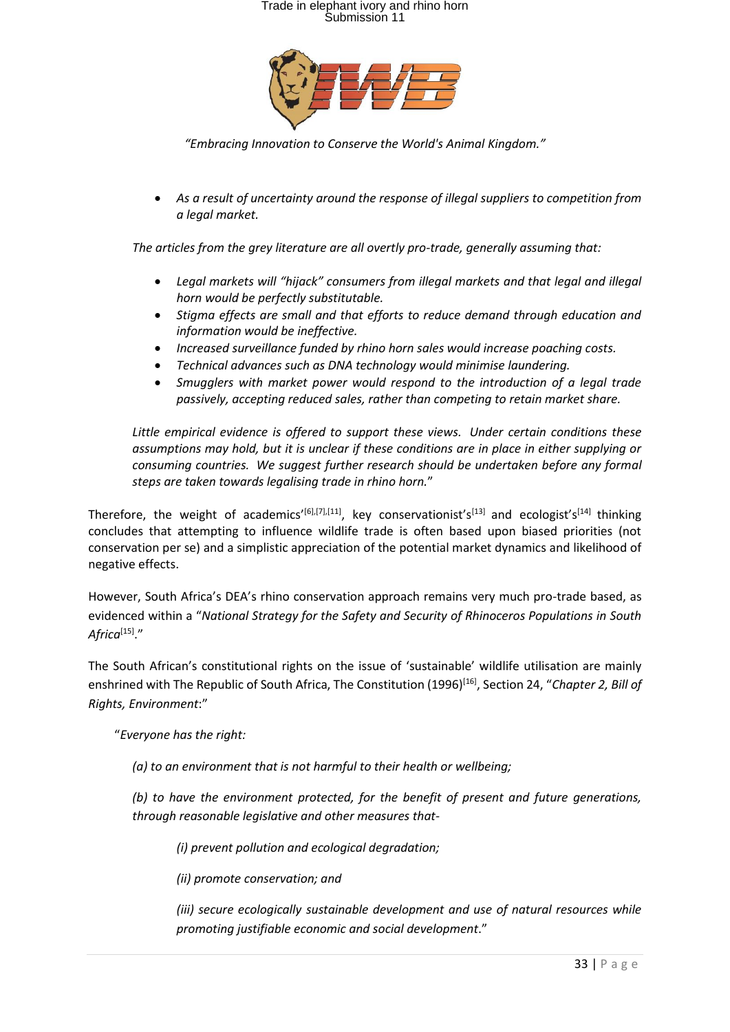*"Embracing Innovation to Conserve the World's Animal Kingdom."*

- *As a result of uncertainty around the response of illegal suppliers to competition from a legal market.*

*The articles from the grey literature are all overtly pro-trade, generally assuming that:*

- *Legal markets will "hijack" consumers from illegal markets and that legal and illegal horn would be perfectly substitutable.*
- *Stigma effects are small and that efforts to reduce demand through education and information would be ineffective.*
- *Increased surveillance funded by rhino horn sales would increase poaching costs.*
- *Technical advances such as DNA technology would minimise laundering.*
- *Smugglers with market power would respond to the introduction of a legal trade passively, accepting reduced sales, rather than competing to retain market share.*

*Little empirical evidence is offered to support these views. Under certain conditions these assumptions may hold, but it is unclear if these conditions are in place in either supplying or consuming countries. We suggest further research should be undertaken before any formal steps are taken towards legalising trade in rhino horn.*"

Therefore, the weight of academics'[6],[7],[11], key conservationist's[13] and ecologist's[14] thinking concludes that attempting to influence wildlife trade is often based upon biased priorities (not conservation per se) and a simplistic appreciation of the potential market dynamics and likelihood of negative effects.

However, South Africa's DEA's rhino conservation approach remains very much pro-trade based, as evidenced within a "*National Strategy for the Safety and Security of Rhinoceros Populations in South Africa*[15]."

The South African's constitutional rights on the issue of 'sustainable' wildlife utilisation are mainly enshrined with The Republic of South Africa, The Constitution (1996)[16], Section 24, "*Chapter 2, Bill of Rights, Environment*:"

"*Everyone has the right:*

*(a) to an environment that is not harmful to their health or wellbeing;*

*(b) to have the environment protected, for the benefit of present and future generations, through reasonable legislative and other measures that-*

*(i) prevent pollution and ecological degradation;*

*(ii) promote conservation; and*

*(iii) secure ecologically sustainable development and use of natural resources while promoting justifiable economic and social development*."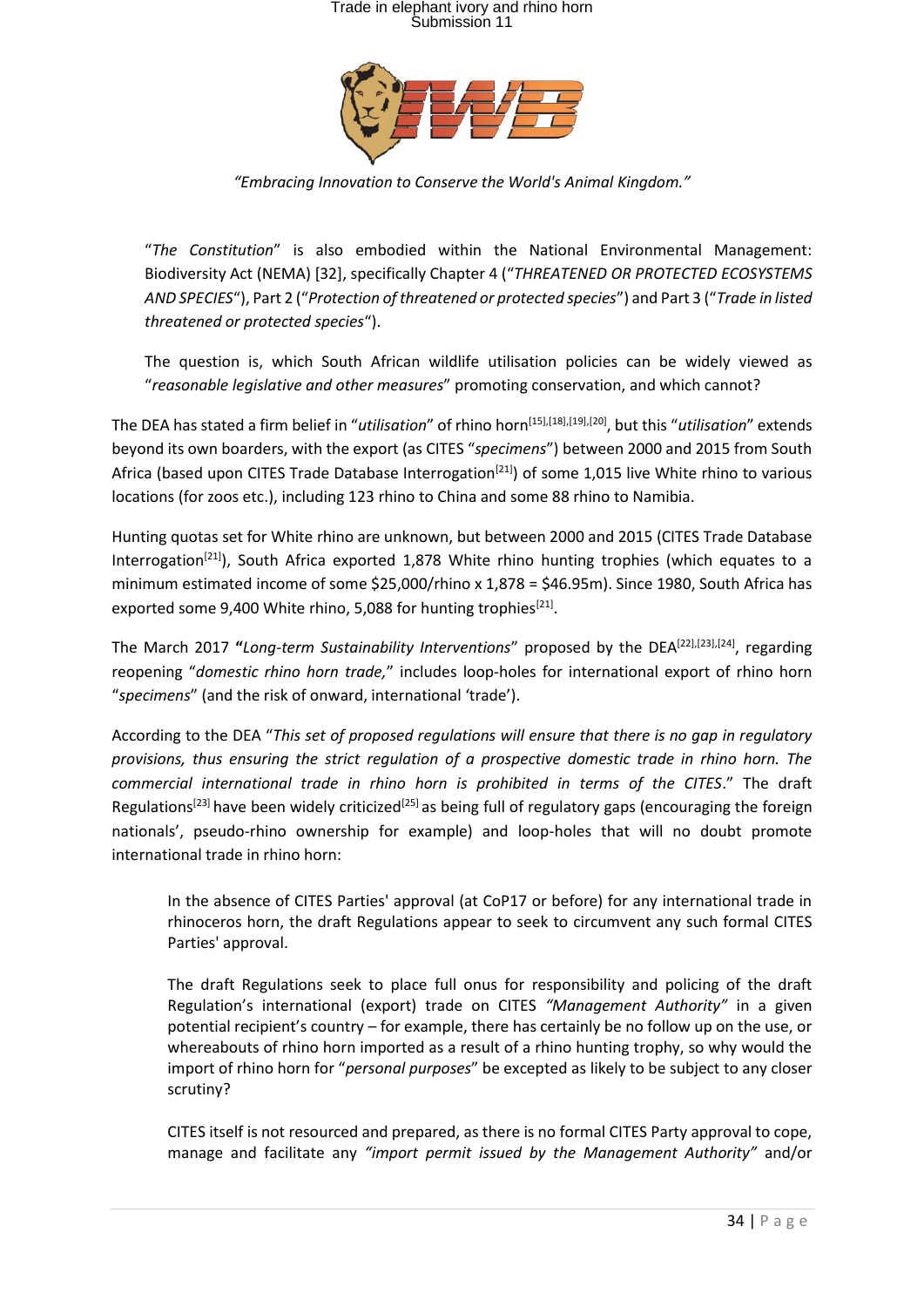*"Embracing Innovation to Conserve the World's Animal Kingdom."*

> "*The Constitution*" is also embodied within the National Environmental Management: Biodiversity Act (NEMA) [32], specifically Chapter 4 ("*THREATENED OR PROTECTED ECOSYSTEMS AND SPECIES*"), Part 2 ("*Protection of threatened or protected species*") and Part 3 ("*Trade in listed threatened or protected species*").
>
> The question is, which South African wildlife utilisation policies can be widely viewed as "*reasonable legislative and other measures*" promoting conservation, and which cannot?

The DEA has stated a firm belief in "*utilisation*" of rhino horn[15],[18],[19],[20], but this "*utilisation*" extends beyond its own boarders, with the export (as CITES "*specimens*") between 2000 and 2015 from South Africa (based upon CITES Trade Database Interrogation[21]) of some 1,015 live White rhino to various locations (for zoos etc.), including 123 rhino to China and some 88 rhino to Namibia.

Hunting quotas set for White rhino are unknown, but between 2000 and 2015 (CITES Trade Database Interrogation[21]), South Africa exported 1,878 White rhino hunting trophies (which equates to a minimum estimated income of some $25,000/rhino x 1,878 = $46.95m). Since 1980, South Africa has exported some 9,400 White rhino, 5,088 for hunting trophies[21].

The March 2017 **"***Long-term Sustainability Interventions*" proposed by the DEA[22],[23],[24], regarding reopening "*domestic rhino horn trade,*" includes loop-holes for international export of rhino horn "*specimens*" (and the risk of onward, international 'trade').

According to the DEA "*This set of proposed regulations will ensure that there is no gap in regulatory provisions, thus ensuring the strict regulation of a prospective domestic trade in rhino horn. The commercial international trade in rhino horn is prohibited in terms of the CITES*." The draft Regulations[23] have been widely criticized[25] as being full of regulatory gaps (encouraging the foreign nationals', pseudo-rhino ownership for example) and loop-holes that will no doubt promote international trade in rhino horn:

> In the absence of CITES Parties' approval (at CoP17 or before) for any international trade in rhinoceros horn, the draft Regulations appear to seek to circumvent any such formal CITES Parties' approval.
>
> The draft Regulations seek to place full onus for responsibility and policing of the draft Regulation's international (export) trade on CITES *"Management Authority"* in a given potential recipient's country – for example, there has certainly be no follow up on the use, or whereabouts of rhino horn imported as a result of a rhino hunting trophy, so why would the import of rhino horn for "*personal purposes*" be excepted as likely to be subject to any closer scrutiny?
>
> CITES itself is not resourced and prepared, as there is no formal CITES Party approval to cope, manage and facilitate any *"import permit issued by the Management Authority"* and/or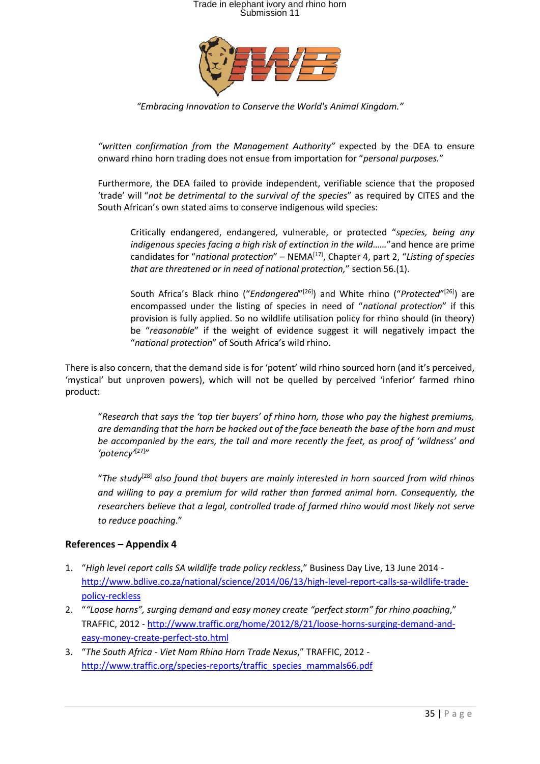*"written confirmation from the Management Authority"* expected by the DEA to ensure onward rhino horn trading does not ensue from importation for "*personal purposes.*"

Furthermore, the DEA failed to provide independent, verifiable science that the proposed 'trade' will "*not be detrimental to the survival of the species*" as required by CITES and the South African's own stated aims to conserve indigenous wild species:

> Critically endangered, endangered, vulnerable, or protected "*species, being any indigenous species facing a high risk of extinction in the wild……*"and hence are prime candidates for "*national protection*" – NEMA[17], Chapter 4, part 2, "*Listing of species that are threatened or in need of national protection,*" section 56.(1).
>
> South Africa's Black rhino ("*Endangered*"[26]) and White rhino ("*Protected*"[26]) are encompassed under the listing of species in need of "*national protection*" if this provision is fully applied. So no wildlife utilisation policy for rhino should (in theory) be "*reasonable*" if the weight of evidence suggest it will negatively impact the "*national protection*" of South Africa's wild rhino.

There is also concern, that the demand side is for 'potent' wild rhino sourced horn (and it's perceived, 'mystical' but unproven powers), which will not be quelled by perceived 'inferior' farmed rhino product:

> "*Research that says the 'top tier buyers' of rhino horn, those who pay the highest premiums, are demanding that the horn be hacked out of the face beneath the base of the horn and must be accompanied by the ears, the tail and more recently the feet, as proof of 'wildness' and 'potency'*[27]"
>
> "*The study*[28] *also found that buyers are mainly interested in horn sourced from wild rhinos and willing to pay a premium for wild rather than farmed animal horn. Consequently, the researchers believe that a legal, controlled trade of farmed rhino would most likely not serve to reduce poaching*."

**References – Appendix 4**

1. "*High level report calls SA wildlife trade policy reckless*," Business Day Live, 13 June 2014 - http://www.bdlive.co.za/national/science/2014/06/13/high-level-report-calls-sa-wildlife-trade-policy-reckless
2. ""*Loose horns", surging demand and easy money create "perfect storm" for rhino poaching*," TRAFFIC, 2012 - http://www.traffic.org/home/2012/8/21/loose-horns-surging-demand-and-easy-money-create-perfect-sto.html
3. "*The South Africa - Viet Nam Rhino Horn Trade Nexus*," TRAFFIC, 2012 - http://www.traffic.org/species-reports/traffic_species_mammals66.pdf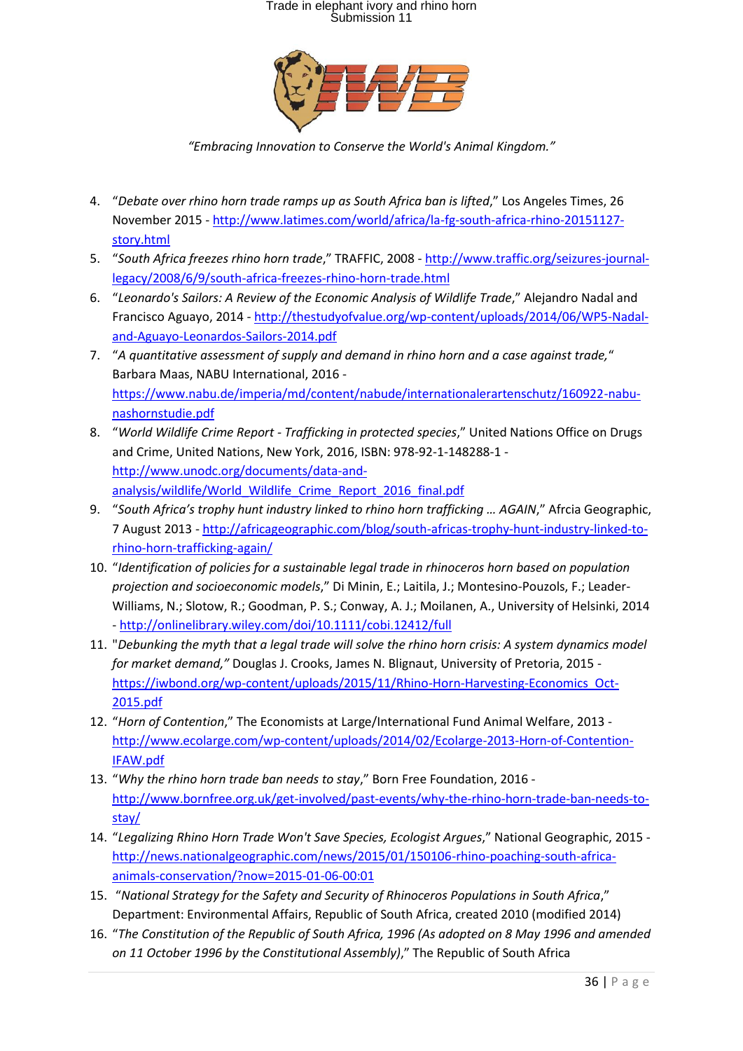4. "*Debate over rhino horn trade ramps up as South Africa ban is lifted*," Los Angeles Times, 26 November 2015 - http://www.latimes.com/world/africa/la-fg-south-africa-rhino-20151127-story.html
5. "*South Africa freezes rhino horn trade*," TRAFFIC, 2008 - http://www.traffic.org/seizures-journal-legacy/2008/6/9/south-africa-freezes-rhino-horn-trade.html
6. "*Leonardo's Sailors: A Review of the Economic Analysis of Wildlife Trade*," Alejandro Nadal and Francisco Aguayo, 2014 - http://thestudyofvalue.org/wp-content/uploads/2014/06/WP5-Nadal-and-Aguayo-Leonardos-Sailors-2014.pdf
7. "*A quantitative assessment of supply and demand in rhino horn and a case against trade,*" Barbara Maas, NABU International, 2016 - https://www.nabu.de/imperia/md/content/nabude/internationalerartenschutz/160922-nabu-nashornstudie.pdf
8. "*World Wildlife Crime Report - Trafficking in protected species*," United Nations Office on Drugs and Crime, United Nations, New York, 2016, ISBN: 978-92-1-148288-1 - http://www.unodc.org/documents/data-and-analysis/wildlife/World_Wildlife_Crime_Report_2016_final.pdf
9. "*South Africa's trophy hunt industry linked to rhino horn trafficking … AGAIN*," Afrcia Geographic, 7 August 2013 - http://africageographic.com/blog/south-africas-trophy-hunt-industry-linked-to-rhino-horn-trafficking-again/
10. "*Identification of policies for a sustainable legal trade in rhinoceros horn based on population projection and socioeconomic models*," Di Minin, E.; Laitila, J.; Montesino-Pouzols, F.; Leader-Williams, N.; Slotow, R.; Goodman, P. S.; Conway, A. J.; Moilanen, A., University of Helsinki, 2014 - http://onlinelibrary.wiley.com/doi/10.1111/cobi.12412/full
11. "*Debunking the myth that a legal trade will solve the rhino horn crisis: A system dynamics model for market demand,*" Douglas J. Crooks, James N. Blignaut, University of Pretoria, 2015 - https://iwbond.org/wp-content/uploads/2015/11/Rhino-Horn-Harvesting-Economics_Oct-2015.pdf
12. "*Horn of Contention*," The Economists at Large/International Fund Animal Welfare, 2013 - http://www.ecolarge.com/wp-content/uploads/2014/02/Ecolarge-2013-Horn-of-Contention-IFAW.pdf
13. "*Why the rhino horn trade ban needs to stay*," Born Free Foundation, 2016 - http://www.bornfree.org.uk/get-involved/past-events/why-the-rhino-horn-trade-ban-needs-to-stay/
14. "*Legalizing Rhino Horn Trade Won't Save Species, Ecologist Argues*," National Geographic, 2015 - http://news.nationalgeographic.com/news/2015/01/150106-rhino-poaching-south-africa-animals-conservation/?now=2015-01-06-00:01
15. "*National Strategy for the Safety and Security of Rhinoceros Populations in South Africa*," Department: Environmental Affairs, Republic of South Africa, created 2010 (modified 2014)
16. "*The Constitution of the Republic of South Africa, 1996 (As adopted on 8 May 1996 and amended on 11 October 1996 by the Constitutional Assembly)*," The Republic of South Africa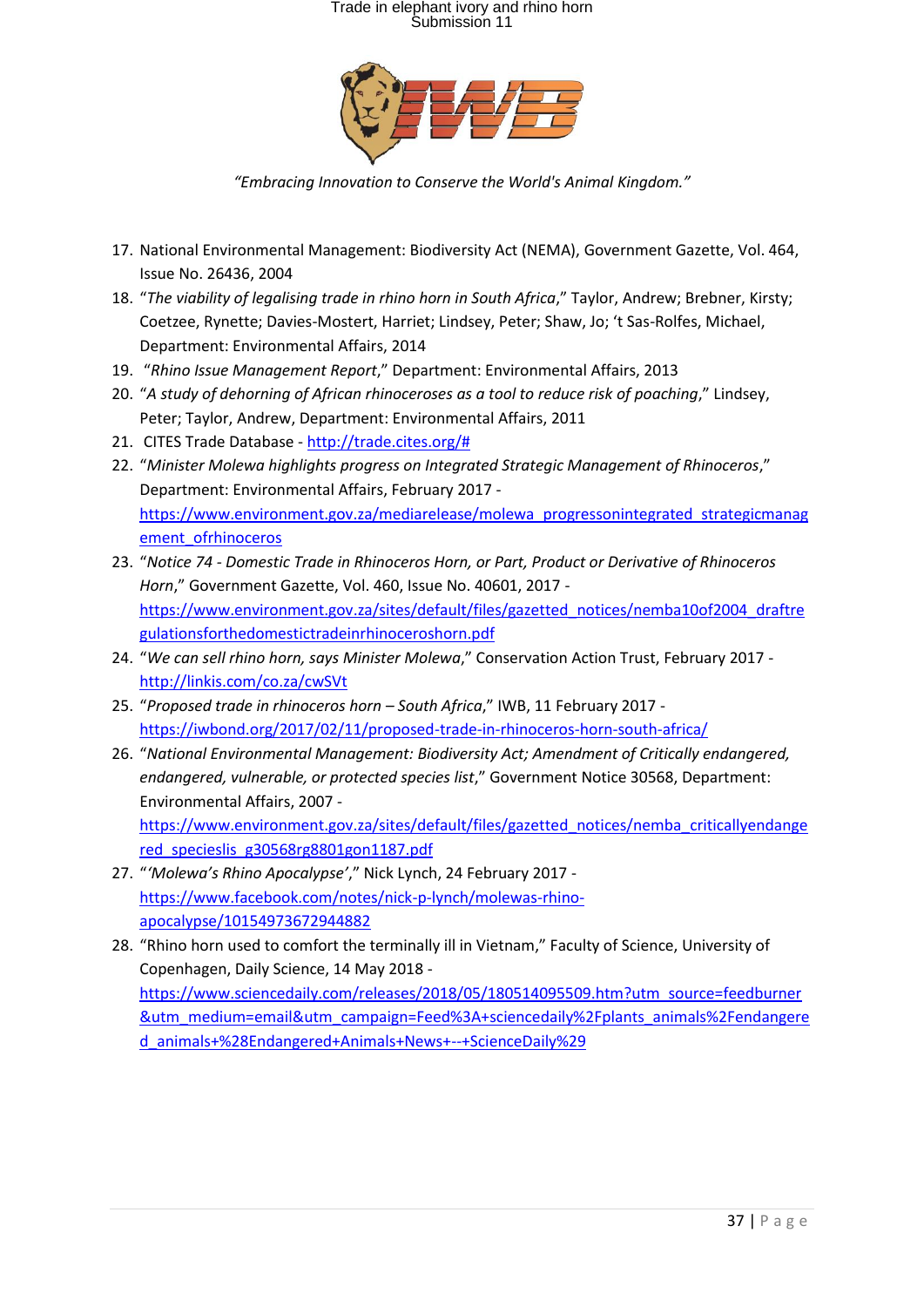*"Embracing Innovation to Conserve the World's Animal Kingdom."*

17. National Environmental Management: Biodiversity Act (NEMA), Government Gazette, Vol. 464, Issue No. 26436, 2004
18. "*The viability of legalising trade in rhino horn in South Africa*," Taylor, Andrew; Brebner, Kirsty; Coetzee, Rynette; Davies-Mostert, Harriet; Lindsey, Peter; Shaw, Jo; 't Sas-Rolfes, Michael, Department: Environmental Affairs, 2014
19. "*Rhino Issue Management Report*," Department: Environmental Affairs, 2013
20. "*A study of dehorning of African rhinoceroses as a tool to reduce risk of poaching*," Lindsey, Peter; Taylor, Andrew, Department: Environmental Affairs, 2011
21. CITES Trade Database - http://trade.cites.org/#
22. "*Minister Molewa highlights progress on Integrated Strategic Management of Rhinoceros*," Department: Environmental Affairs, February 2017 - https://www.environment.gov.za/mediarelease/molewa_progressonintegrated_strategicmanagement_ofrhinoceros
23. "*Notice 74 - Domestic Trade in Rhinoceros Horn, or Part, Product or Derivative of Rhinoceros Horn*," Government Gazette, Vol. 460, Issue No. 40601, 2017 - https://www.environment.gov.za/sites/default/files/gazetted_notices/nemba10of2004_draftregulationsforthedomestictradeinrhinoceroshorn.pdf
24. "*We can sell rhino horn, says Minister Molewa*," Conservation Action Trust, February 2017 - http://linkis.com/co.za/cwSVt
25. "*Proposed trade in rhinoceros horn – South Africa*," IWB, 11 February 2017 - https://iwbond.org/2017/02/11/proposed-trade-in-rhinoceros-horn-south-africa/
26. "*National Environmental Management: Biodiversity Act; Amendment of Critically endangered, endangered, vulnerable, or protected species list*," Government Notice 30568, Department: Environmental Affairs, 2007 - https://www.environment.gov.za/sites/default/files/gazetted_notices/nemba_criticallyendangered_specieslis_g30568rg8801gon1187.pdf
27. "*'Molewa's Rhino Apocalypse'*," Nick Lynch, 24 February 2017 - https://www.facebook.com/notes/nick-p-lynch/molewas-rhino-apocalypse/10154973672944882
28. "Rhino horn used to comfort the terminally ill in Vietnam," Faculty of Science, University of Copenhagen, Daily Science, 14 May 2018 - https://www.sciencedaily.com/releases/2018/05/180514095509.htm?utm_source=feedburner&utm_medium=email&utm_campaign=Feed%3A+sciencedaily%2Fplants_animals%2Fendangered_animals+%28Endangered+Animals+News+--+ScienceDaily%29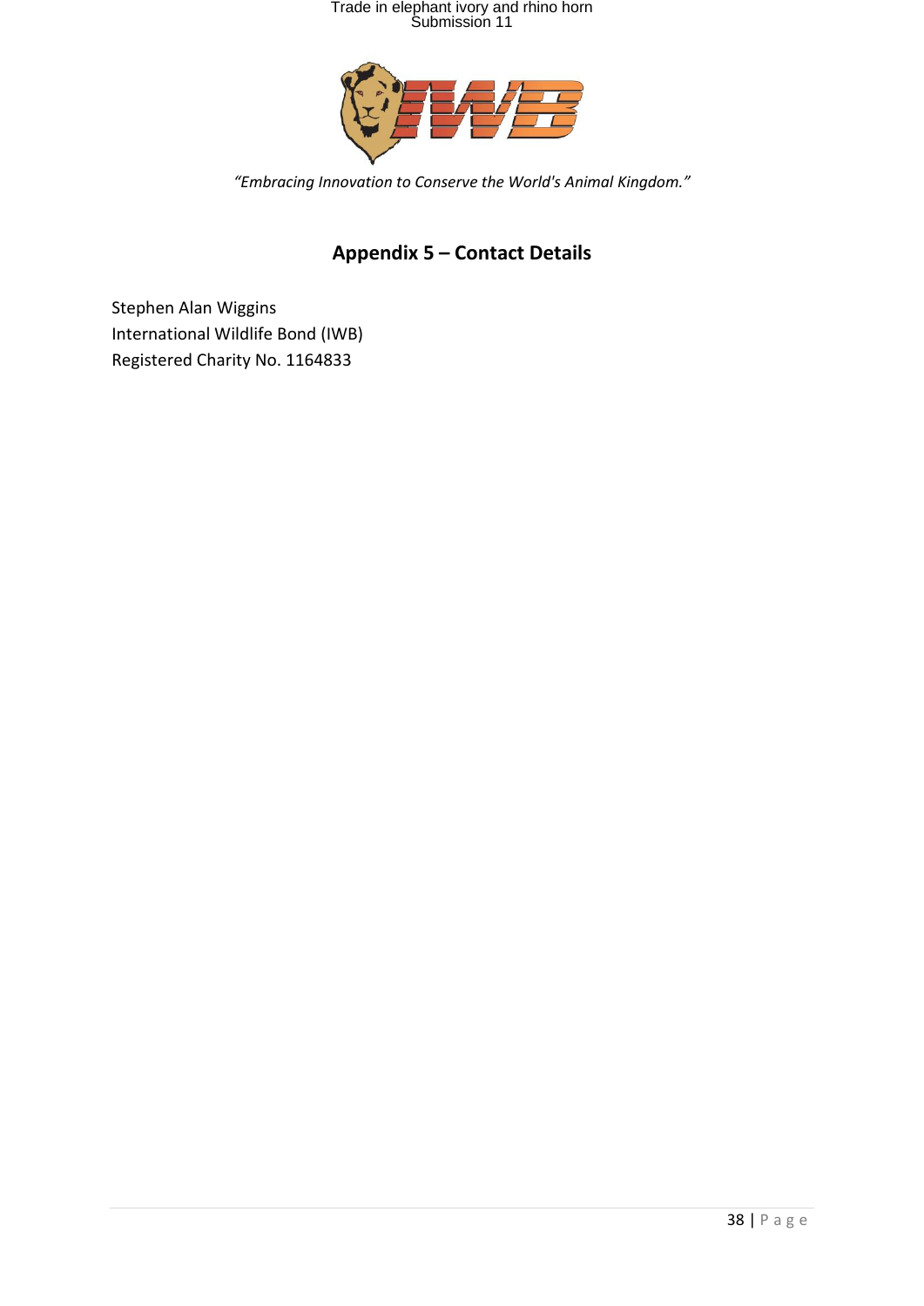*"Embracing Innovation to Conserve the World's Animal Kingdom."*

## Appendix 5 – Contact Details

Stephen Alan Wiggins
International Wildlife Bond (IWB)
Registered Charity No. 1164833